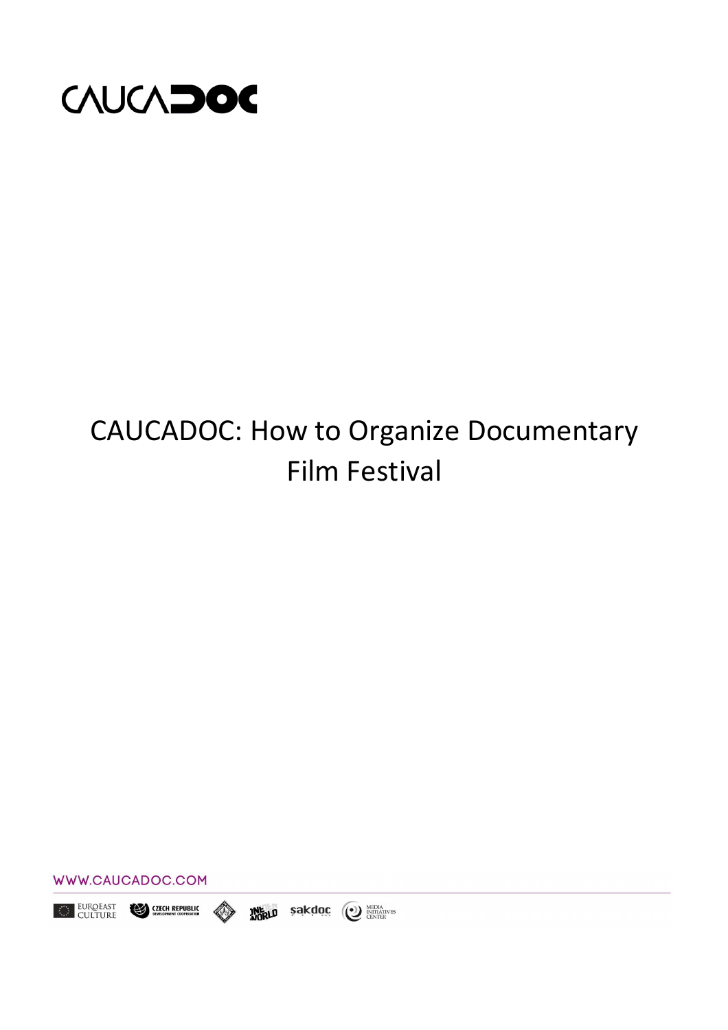# CAUCADOC: How to Organize Documentary Film Festival

WWW.CAUCADOC.COM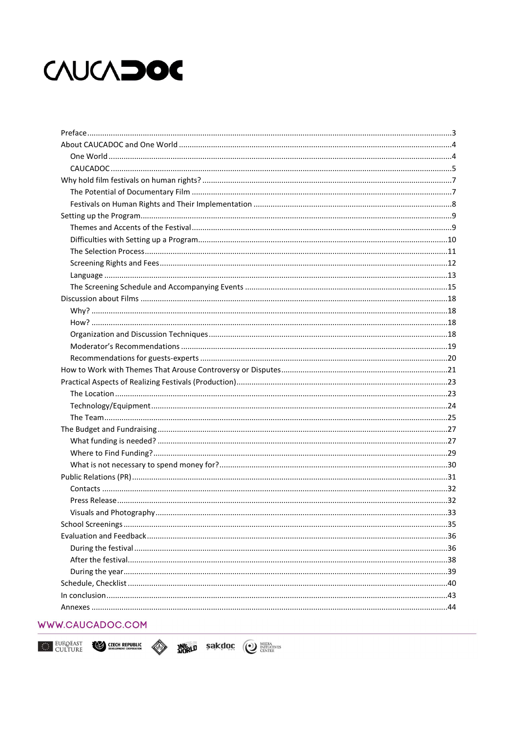# CAUCADOC

- Preface ... 3
- About CAUCADOC and One World ... 4
  - One World ... 4
  - CAUCADOC ... 5
- Why hold film festivals on human rights? ... 7
  - The Potential of Documentary Film ... 7
  - Festivals on Human Rights and Their Implementation ... 8
- Setting up the Program ... 9
  - Themes and Accents of the Festival ... 9
  - Difficulties with Setting up a Program ... 10
  - The Selection Process ... 11
  - Screening Rights and Fees ... 12
  - Language ... 13
  - The Screening Schedule and Accompanying Events ... 15
- Discussion about Films ... 18
  - Why? ... 18
  - How? ... 18
  - Organization and Discussion Techniques ... 18
  - Moderator's Recommendations ... 19
  - Recommendations for guests-experts ... 20
- How to Work with Themes That Arouse Controversy or Disputes ... 21
- Practical Aspects of Realizing Festivals (Production) ... 23
  - The Location ... 23
  - Technology/Equipment ... 24
  - The Team ... 25
- The Budget and Fundraising ... 27
  - What funding is needed? ... 27
  - Where to Find Funding? ... 29
  - What is not necessary to spend money for? ... 30
- Public Relations (PR) ... 31
  - Contacts ... 32
  - Press Release ... 32
  - Visuals and Photography ... 33
- School Screenings ... 35
- Evaluation and Feedback ... 36
  - During the festival ... 36
  - After the festival ... 38
  - During the year ... 39
- Schedule, Checklist ... 40
- In conclusion ... 43
- Annexes ... 44

WWW.CAUCADOC.COM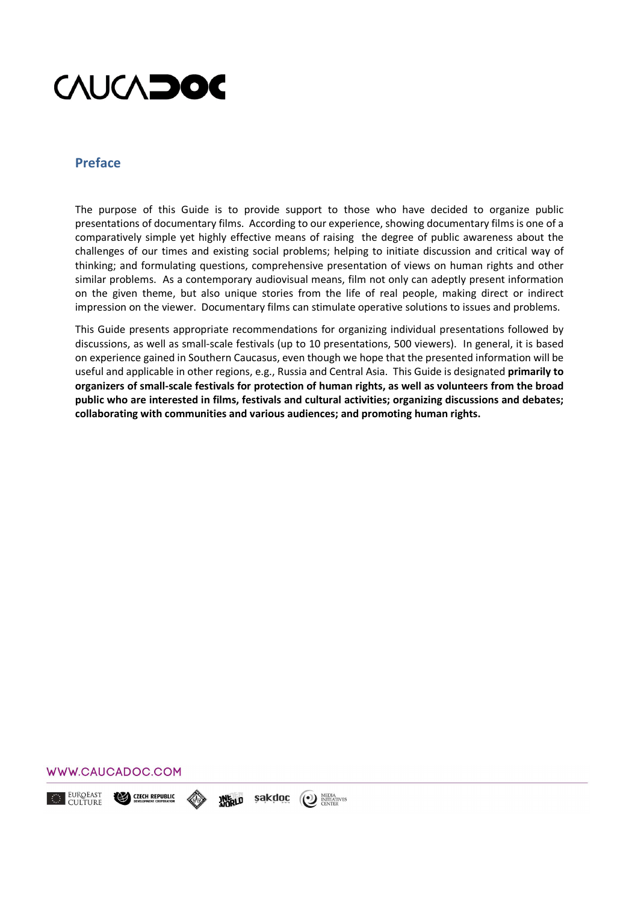## Preface

The purpose of this Guide is to provide support to those who have decided to organize public presentations of documentary films. According to our experience, showing documentary films is one of a comparatively simple yet highly effective means of raising the degree of public awareness about the challenges of our times and existing social problems; helping to initiate discussion and critical way of thinking; and formulating questions, comprehensive presentation of views on human rights and other similar problems. As a contemporary audiovisual means, film not only can adeptly present information on the given theme, but also unique stories from the life of real people, making direct or indirect impression on the viewer. Documentary films can stimulate operative solutions to issues and problems.

This Guide presents appropriate recommendations for organizing individual presentations followed by discussions, as well as small-scale festivals (up to 10 presentations, 500 viewers). In general, it is based on experience gained in Southern Caucasus, even though we hope that the presented information will be useful and applicable in other regions, e.g., Russia and Central Asia. This Guide is designated **primarily to organizers of small-scale festivals for protection of human rights, as well as volunteers from the broad public who are interested in films, festivals and cultural activities; organizing discussions and debates; collaborating with communities and various audiences; and promoting human rights.**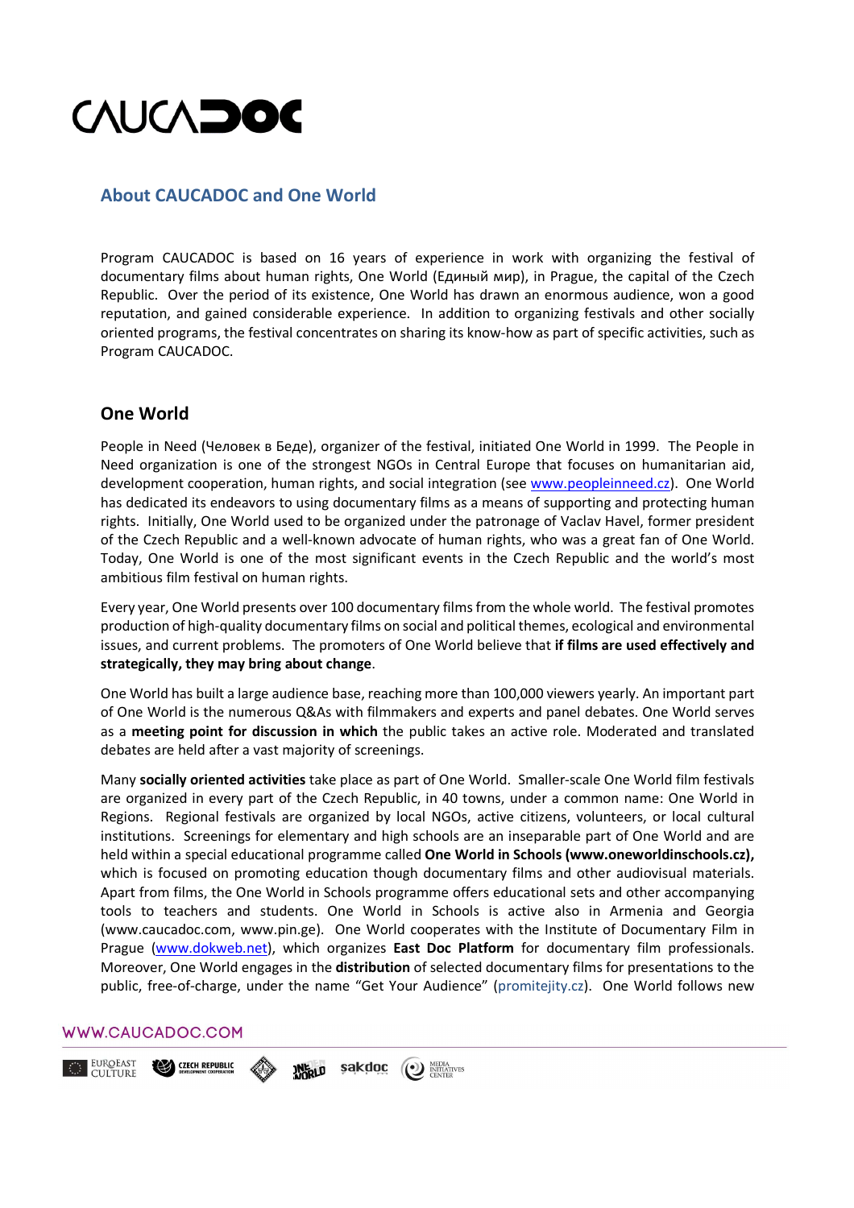## About CAUCADOC and One World

Program CAUCADOC is based on 16 years of experience in work with organizing the festival of documentary films about human rights, One World (Единый мир), in Prague, the capital of the Czech Republic. Over the period of its existence, One World has drawn an enormous audience, won a good reputation, and gained considerable experience. In addition to organizing festivals and other socially oriented programs, the festival concentrates on sharing its know-how as part of specific activities, such as Program CAUCADOC.

### One World

People in Need (Человек в Беде), organizer of the festival, initiated One World in 1999. The People in Need organization is one of the strongest NGOs in Central Europe that focuses on humanitarian aid, development cooperation, human rights, and social integration (see www.peopleinneed.cz). One World has dedicated its endeavors to using documentary films as a means of supporting and protecting human rights. Initially, One World used to be organized under the patronage of Vaclav Havel, former president of the Czech Republic and a well-known advocate of human rights, who was a great fan of One World. Today, One World is one of the most significant events in the Czech Republic and the world's most ambitious film festival on human rights.

Every year, One World presents over 100 documentary films from the whole world. The festival promotes production of high-quality documentary films on social and political themes, ecological and environmental issues, and current problems. The promoters of One World believe that **if films are used effectively and strategically, they may bring about change**.

One World has built a large audience base, reaching more than 100,000 viewers yearly. An important part of One World is the numerous Q&As with filmmakers and experts and panel debates. One World serves as a **meeting point for discussion in which** the public takes an active role. Moderated and translated debates are held after a vast majority of screenings.

Many **socially oriented activities** take place as part of One World. Smaller-scale One World film festivals are organized in every part of the Czech Republic, in 40 towns, under a common name: One World in Regions. Regional festivals are organized by local NGOs, active citizens, volunteers, or local cultural institutions. Screenings for elementary and high schools are an inseparable part of One World and are held within a special educational programme called **One World in Schools (www.oneworldinschools.cz),** which is focused on promoting education though documentary films and other audiovisual materials. Apart from films, the One World in Schools programme offers educational sets and other accompanying tools to teachers and students. One World in Schools is active also in Armenia and Georgia (www.caucadoc.com, www.pin.ge). One World cooperates with the Institute of Documentary Film in Prague (www.dokweb.net), which organizes **East Doc Platform** for documentary film professionals. Moreover, One World engages in the **distribution** of selected documentary films for presentations to the public, free-of-charge, under the name "Get Your Audience" (promitejity.cz). One World follows new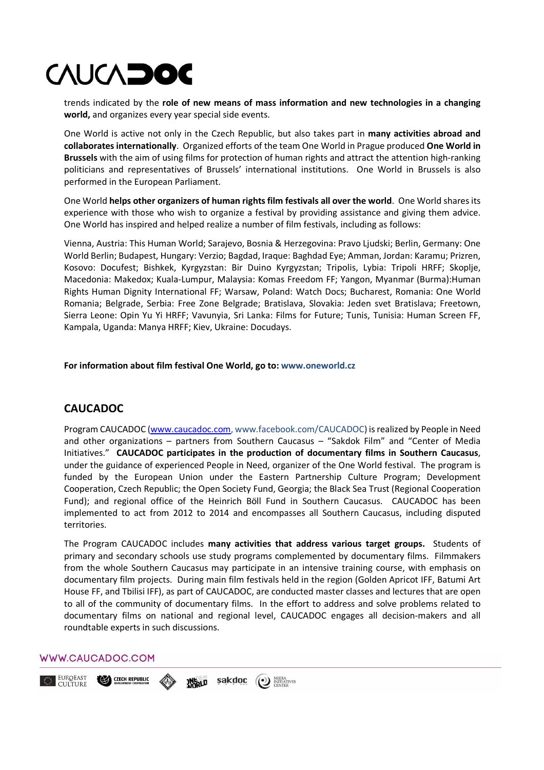trends indicated by the **role of new means of mass information and new technologies in a changing world,** and organizes every year special side events.

One World is active not only in the Czech Republic, but also takes part in **many activities abroad and collaborates internationally**. Organized efforts of the team One World in Prague produced **One World in Brussels** with the aim of using films for protection of human rights and attract the attention high-ranking politicians and representatives of Brussels' international institutions. One World in Brussels is also performed in the European Parliament.

One World **helps other organizers of human rights film festivals all over the world**. One World shares its experience with those who wish to organize a festival by providing assistance and giving them advice. One World has inspired and helped realize a number of film festivals, including as follows:

Vienna, Austria: This Human World; Sarajevo, Bosnia & Herzegovina: Pravo Ljudski; Berlin, Germany: One World Berlin; Budapest, Hungary: Verzio; Bagdad, Iraque: Baghdad Eye; Amman, Jordan: Karamu; Prizren, Kosovo: Docufest; Bishkek, Kyrgyzstan: Bir Duino Kyrgyzstan; Tripolis, Lybia: Tripoli HRFF; Skoplje, Macedonia: Makedox; Kuala-Lumpur, Malaysia: Komas Freedom FF; Yangon, Myanmar (Burma):Human Rights Human Dignity International FF; Warsaw, Poland: Watch Docs; Bucharest, Romania: One World Romania; Belgrade, Serbia: Free Zone Belgrade; Bratislava, Slovakia: Jeden svet Bratislava; Freetown, Sierra Leone: Opin Yu Yi HRFF; Vavunyia, Sri Lanka: Films for Future; Tunis, Tunisia: Human Screen FF, Kampala, Uganda: Manya HRFF; Kiev, Ukraine: Docudays.

**For information about film festival One World, go to: www.oneworld.cz**

## CAUCADOC

Program CAUCADOC (www.caucadoc.com, www.facebook.com/CAUCADOC) is realized by People in Need and other organizations – partners from Southern Caucasus – "Sakdok Film" and "Center of Media Initiatives." **CAUCADOC participates in the production of documentary films in Southern Caucasus**, under the guidance of experienced People in Need, organizer of the One World festival. The program is funded by the European Union under the Eastern Partnership Culture Program; Development Cooperation, Czech Republic; the Open Society Fund, Georgia; the Black Sea Trust (Regional Cooperation Fund); and regional office of the Heinrich Böll Fund in Southern Caucasus. CAUCADOC has been implemented to act from 2012 to 2014 and encompasses all Southern Caucasus, including disputed territories.

The Program CAUCADOC includes **many activities that address various target groups.** Students of primary and secondary schools use study programs complemented by documentary films. Filmmakers from the whole Southern Caucasus may participate in an intensive training course, with emphasis on documentary film projects. During main film festivals held in the region (Golden Apricot IFF, Batumi Art House FF, and Tbilisi IFF), as part of CAUCADOC, are conducted master classes and lectures that are open to all of the community of documentary films. In the effort to address and solve problems related to documentary films on national and regional level, CAUCADOC engages all decision-makers and all roundtable experts in such discussions.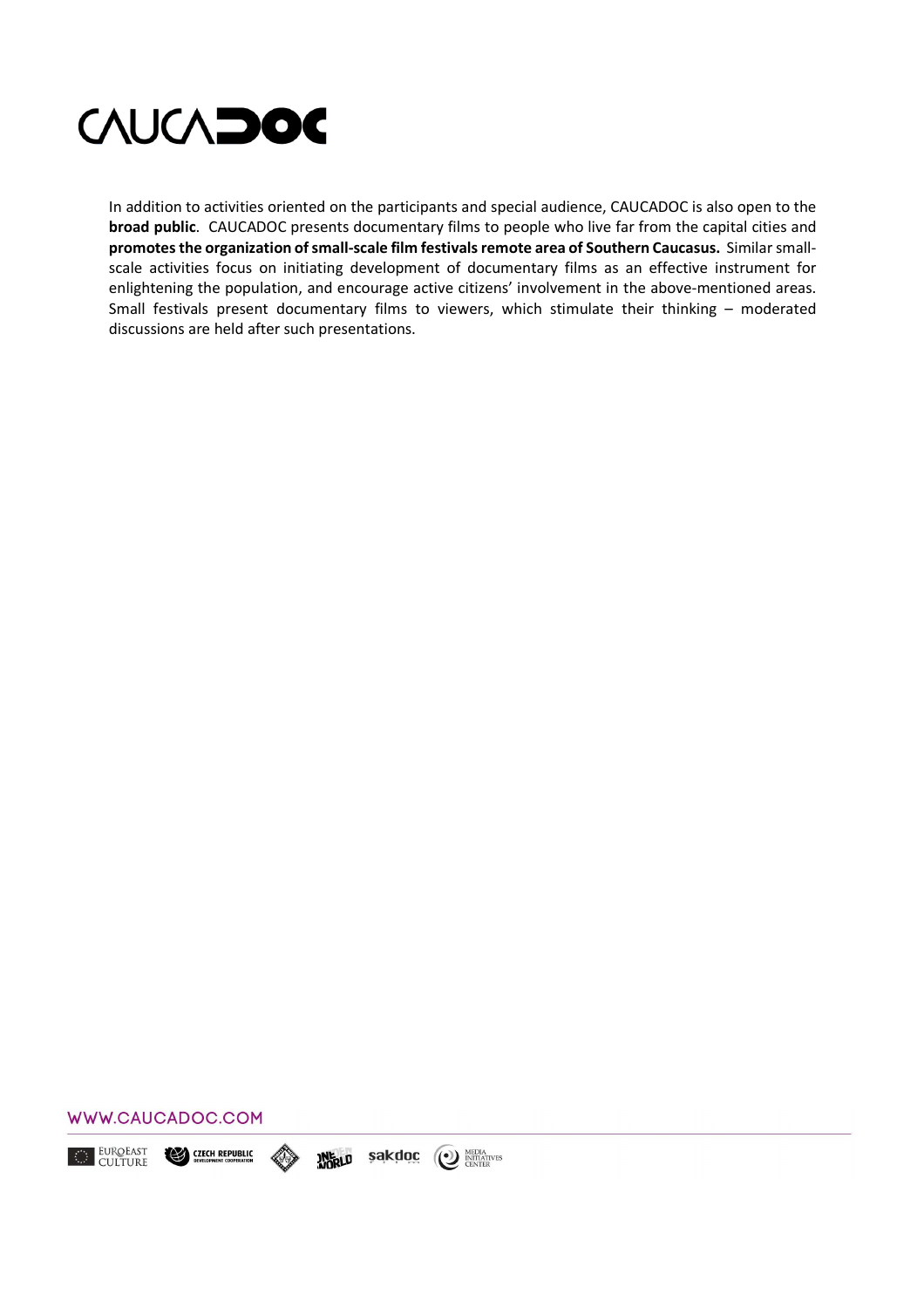In addition to activities oriented on the participants and special audience, CAUCADOC is also open to the **broad public**. CAUCADOC presents documentary films to people who live far from the capital cities and **promotes the organization of small-scale film festivals remote area of Southern Caucasus.** Similar small-scale activities focus on initiating development of documentary films as an effective instrument for enlightening the population, and encourage active citizens' involvement in the above-mentioned areas. Small festivals present documentary films to viewers, which stimulate their thinking – moderated discussions are held after such presentations.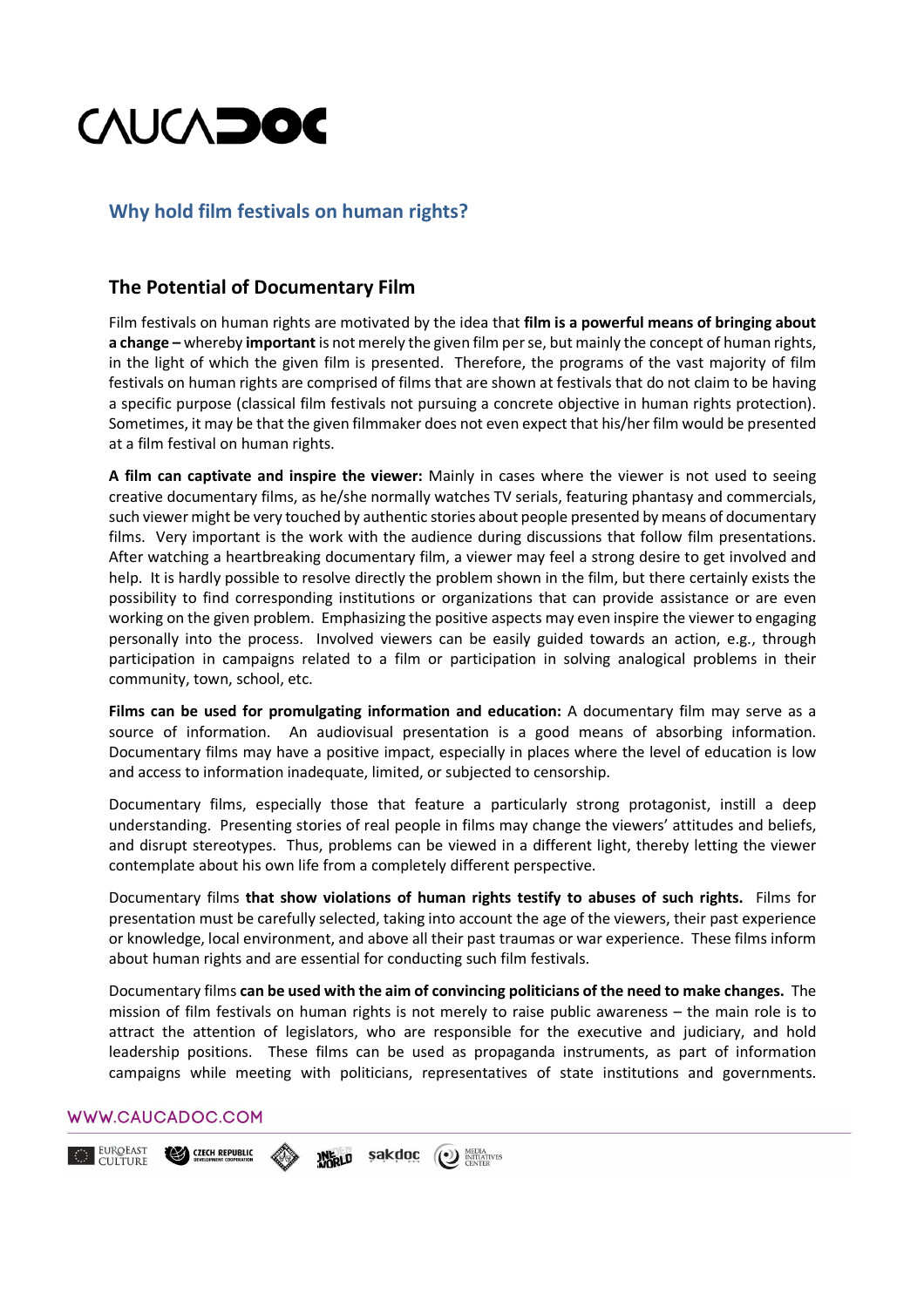## Why hold film festivals on human rights?

### The Potential of Documentary Film

Film festivals on human rights are motivated by the idea that **film is a powerful means of bringing about a change –** whereby **important** is not merely the given film per se, but mainly the concept of human rights, in the light of which the given film is presented. Therefore, the programs of the vast majority of film festivals on human rights are comprised of films that are shown at festivals that do not claim to be having a specific purpose (classical film festivals not pursuing a concrete objective in human rights protection). Sometimes, it may be that the given filmmaker does not even expect that his/her film would be presented at a film festival on human rights.

**A film can captivate and inspire the viewer:** Mainly in cases where the viewer is not used to seeing creative documentary films, as he/she normally watches TV serials, featuring phantasy and commercials, such viewer might be very touched by authentic stories about people presented by means of documentary films. Very important is the work with the audience during discussions that follow film presentations. After watching a heartbreaking documentary film, a viewer may feel a strong desire to get involved and help. It is hardly possible to resolve directly the problem shown in the film, but there certainly exists the possibility to find corresponding institutions or organizations that can provide assistance or are even working on the given problem. Emphasizing the positive aspects may even inspire the viewer to engaging personally into the process. Involved viewers can be easily guided towards an action, e.g., through participation in campaigns related to a film or participation in solving analogical problems in their community, town, school, etc.

**Films can be used for promulgating information and education:** A documentary film may serve as a source of information. An audiovisual presentation is a good means of absorbing information. Documentary films may have a positive impact, especially in places where the level of education is low and access to information inadequate, limited, or subjected to censorship.

Documentary films, especially those that feature a particularly strong protagonist, instill a deep understanding. Presenting stories of real people in films may change the viewers' attitudes and beliefs, and disrupt stereotypes. Thus, problems can be viewed in a different light, thereby letting the viewer contemplate about his own life from a completely different perspective.

Documentary films **that show violations of human rights testify to abuses of such rights.** Films for presentation must be carefully selected, taking into account the age of the viewers, their past experience or knowledge, local environment, and above all their past traumas or war experience. These films inform about human rights and are essential for conducting such film festivals.

Documentary films **can be used with the aim of convincing politicians of the need to make changes.** The mission of film festivals on human rights is not merely to raise public awareness – the main role is to attract the attention of legislators, who are responsible for the executive and judiciary, and hold leadership positions. These films can be used as propaganda instruments, as part of information campaigns while meeting with politicians, representatives of state institutions and governments.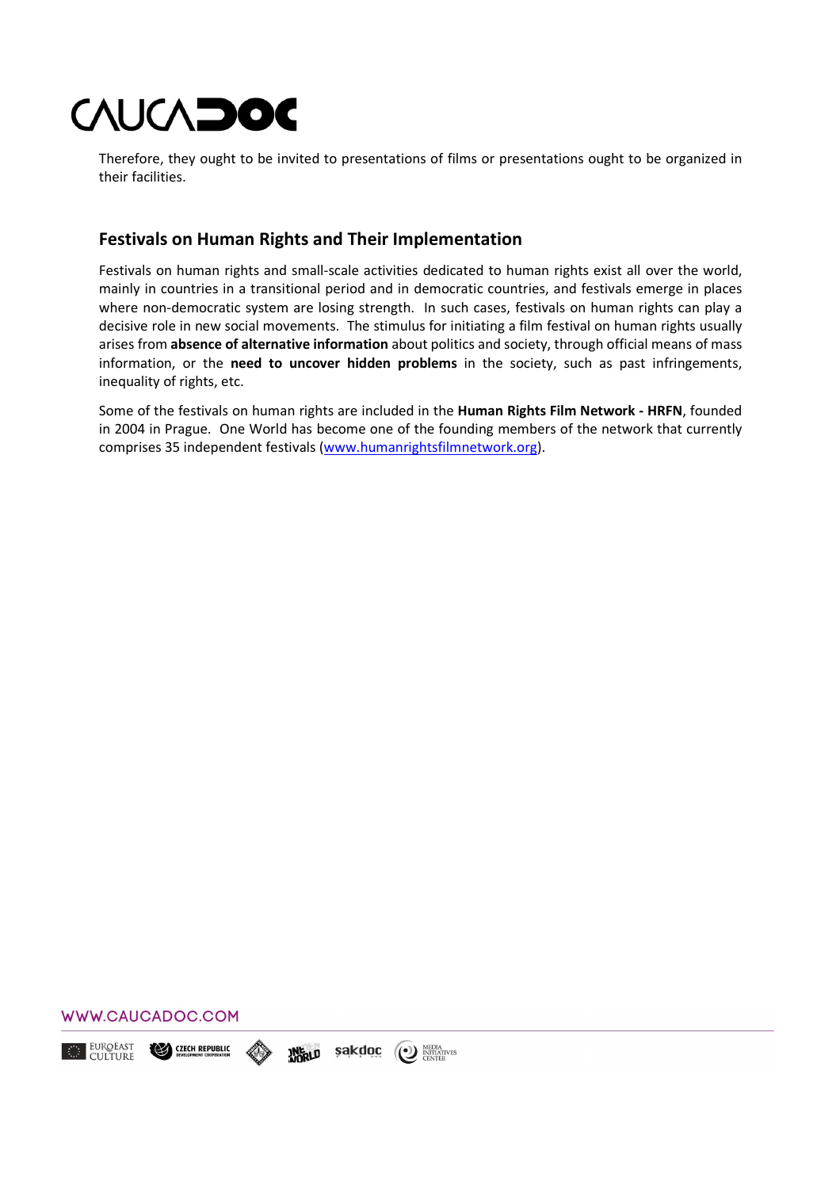Therefore, they ought to be invited to presentations of films or presentations ought to be organized in their facilities.

## Festivals on Human Rights and Their Implementation

Festivals on human rights and small-scale activities dedicated to human rights exist all over the world, mainly in countries in a transitional period and in democratic countries, and festivals emerge in places where non-democratic system are losing strength. In such cases, festivals on human rights can play a decisive role in new social movements. The stimulus for initiating a film festival on human rights usually arises from **absence of alternative information** about politics and society, through official means of mass information, or the **need to uncover hidden problems** in the society, such as past infringements, inequality of rights, etc.

Some of the festivals on human rights are included in the **Human Rights Film Network - HRFN**, founded in 2004 in Prague. One World has become one of the founding members of the network that currently comprises 35 independent festivals ([www.humanrightsfilmnetwork.org](http://www.humanrightsfilmnetwork.org)).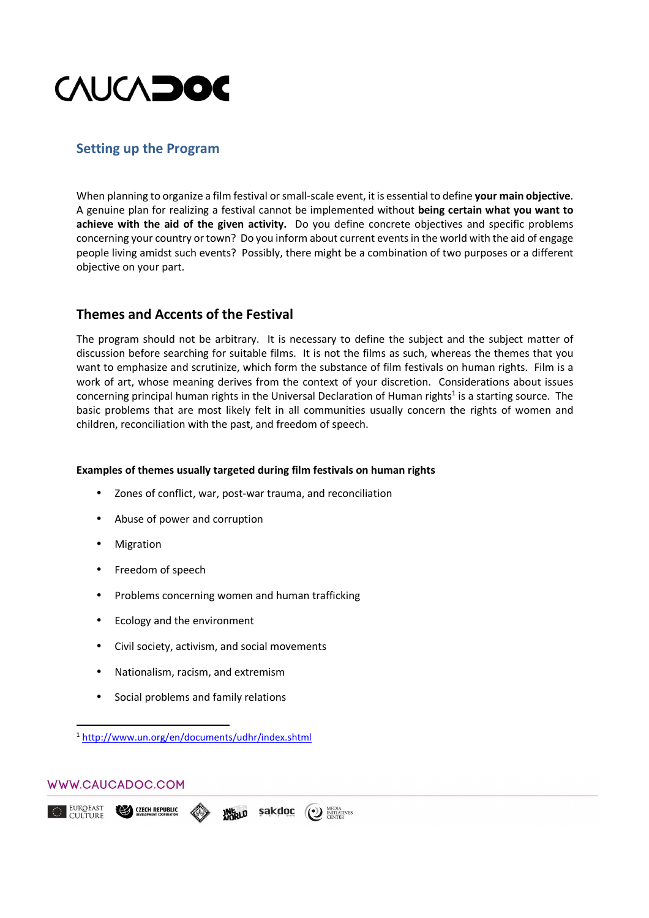## Setting up the Program

When planning to organize a film festival or small-scale event, it is essential to define **your main objective**. A genuine plan for realizing a festival cannot be implemented without **being certain what you want to achieve with the aid of the given activity.** Do you define concrete objectives and specific problems concerning your country or town? Do you inform about current events in the world with the aid of engage people living amidst such events? Possibly, there might be a combination of two purposes or a different objective on your part.

### Themes and Accents of the Festival

The program should not be arbitrary. It is necessary to define the subject and the subject matter of discussion before searching for suitable films. It is not the films as such, whereas the themes that you want to emphasize and scrutinize, which form the substance of film festivals on human rights. Film is a work of art, whose meaning derives from the context of your discretion. Considerations about issues concerning principal human rights in the Universal Declaration of Human rights[1] is a starting source. The basic problems that are most likely felt in all communities usually concern the rights of women and children, reconciliation with the past, and freedom of speech.

**Examples of themes usually targeted during film festivals on human rights**

- Zones of conflict, war, post-war trauma, and reconciliation
- Abuse of power and corruption
- Migration
- Freedom of speech
- Problems concerning women and human trafficking
- Ecology and the environment
- Civil society, activism, and social movements
- Nationalism, racism, and extremism
- Social problems and family relations

[1] http://www.un.org/en/documents/udhr/index.shtml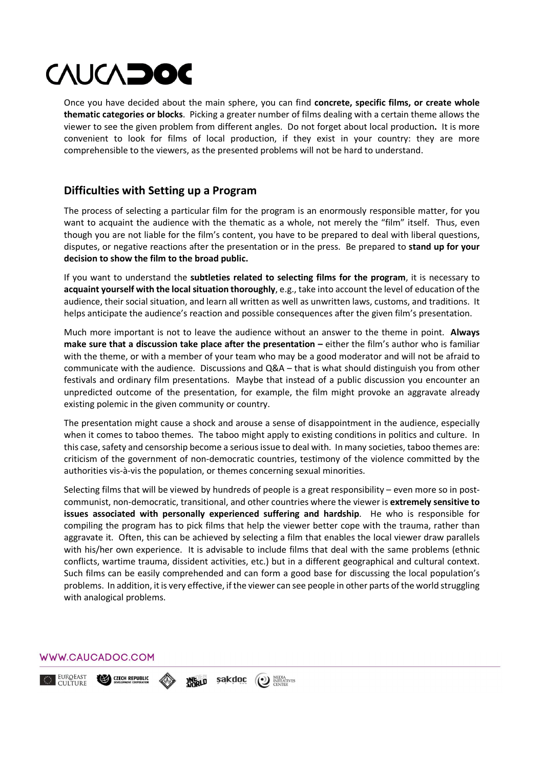Once you have decided about the main sphere, you can find **concrete, specific films, or create whole thematic categories or blocks**. Picking a greater number of films dealing with a certain theme allows the viewer to see the given problem from different angles. Do not forget about local production**.** It is more convenient to look for films of local production, if they exist in your country: they are more comprehensible to the viewers, as the presented problems will not be hard to understand.

## Difficulties with Setting up a Program

The process of selecting a particular film for the program is an enormously responsible matter, for you want to acquaint the audience with the thematic as a whole, not merely the "film" itself. Thus, even though you are not liable for the film's content, you have to be prepared to deal with liberal questions, disputes, or negative reactions after the presentation or in the press. Be prepared to **stand up for your decision to show the film to the broad public.**

If you want to understand the **subtleties related to selecting films for the program**, it is necessary to **acquaint yourself with the local situation thoroughly**, e.g., take into account the level of education of the audience, their social situation, and learn all written as well as unwritten laws, customs, and traditions. It helps anticipate the audience's reaction and possible consequences after the given film's presentation.

Much more important is not to leave the audience without an answer to the theme in point. **Always make sure that a discussion take place after the presentation –** either the film's author who is familiar with the theme, or with a member of your team who may be a good moderator and will not be afraid to communicate with the audience. Discussions and Q&A – that is what should distinguish you from other festivals and ordinary film presentations. Maybe that instead of a public discussion you encounter an unpredicted outcome of the presentation, for example, the film might provoke an aggravate already existing polemic in the given community or country.

The presentation might cause a shock and arouse a sense of disappointment in the audience, especially when it comes to taboo themes. The taboo might apply to existing conditions in politics and culture. In this case, safety and censorship become a serious issue to deal with. In many societies, taboo themes are: criticism of the government of non-democratic countries, testimony of the violence committed by the authorities vis-à-vis the population, or themes concerning sexual minorities.

Selecting films that will be viewed by hundreds of people is a great responsibility – even more so in post-communist, non-democratic, transitional, and other countries where the viewer is **extremely sensitive to issues associated with personally experienced suffering and hardship**. He who is responsible for compiling the program has to pick films that help the viewer better cope with the trauma, rather than aggravate it. Often, this can be achieved by selecting a film that enables the local viewer draw parallels with his/her own experience. It is advisable to include films that deal with the same problems (ethnic conflicts, wartime trauma, dissident activities, etc.) but in a different geographical and cultural context. Such films can be easily comprehended and can form a good base for discussing the local population's problems. In addition, it is very effective, if the viewer can see people in other parts of the world struggling with analogical problems.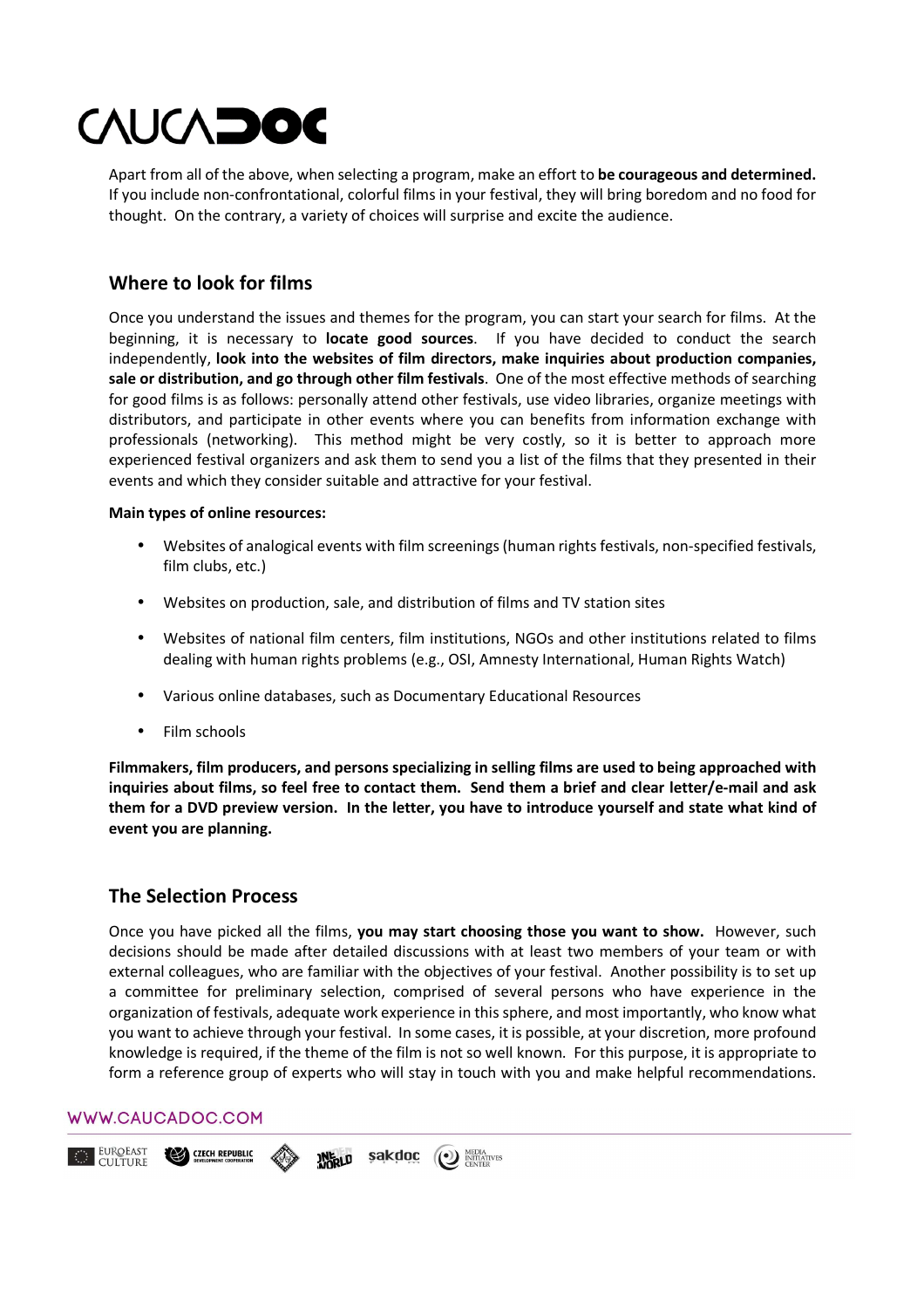Apart from all of the above, when selecting a program, make an effort to **be courageous and determined.** If you include non-confrontational, colorful films in your festival, they will bring boredom and no food for thought. On the contrary, a variety of choices will surprise and excite the audience.

## Where to look for films

Once you understand the issues and themes for the program, you can start your search for films. At the beginning, it is necessary to **locate good sources**. If you have decided to conduct the search independently, **look into the websites of film directors, make inquiries about production companies, sale or distribution, and go through other film festivals**. One of the most effective methods of searching for good films is as follows: personally attend other festivals, use video libraries, organize meetings with distributors, and participate in other events where you can benefits from information exchange with professionals (networking). This method might be very costly, so it is better to approach more experienced festival organizers and ask them to send you a list of the films that they presented in their events and which they consider suitable and attractive for your festival.

**Main types of online resources:**

- Websites of analogical events with film screenings (human rights festivals, non-specified festivals, film clubs, etc.)
- Websites on production, sale, and distribution of films and TV station sites
- Websites of national film centers, film institutions, NGOs and other institutions related to films dealing with human rights problems (e.g., OSI, Amnesty International, Human Rights Watch)
- Various online databases, such as Documentary Educational Resources
- Film schools

**Filmmakers, film producers, and persons specializing in selling films are used to being approached with inquiries about films, so feel free to contact them. Send them a brief and clear letter/e-mail and ask them for a DVD preview version. In the letter, you have to introduce yourself and state what kind of event you are planning.**

## The Selection Process

Once you have picked all the films, **you may start choosing those you want to show.** However, such decisions should be made after detailed discussions with at least two members of your team or with external colleagues, who are familiar with the objectives of your festival. Another possibility is to set up a committee for preliminary selection, comprised of several persons who have experience in the organization of festivals, adequate work experience in this sphere, and most importantly, who know what you want to achieve through your festival. In some cases, it is possible, at your discretion, more profound knowledge is required, if the theme of the film is not so well known. For this purpose, it is appropriate to form a reference group of experts who will stay in touch with you and make helpful recommendations.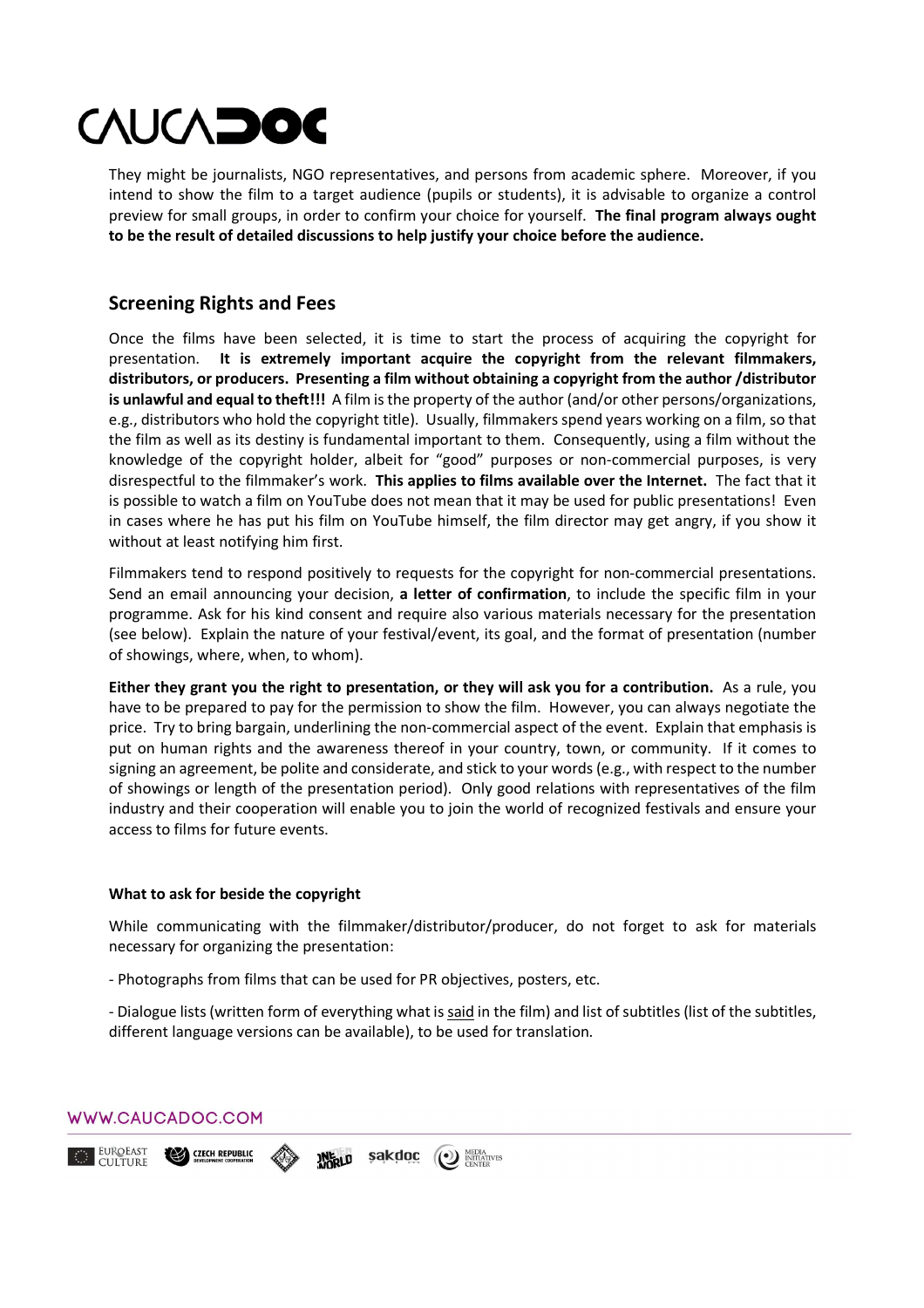They might be journalists, NGO representatives, and persons from academic sphere. Moreover, if you intend to show the film to a target audience (pupils or students), it is advisable to organize a control preview for small groups, in order to confirm your choice for yourself. **The final program always ought to be the result of detailed discussions to help justify your choice before the audience.**

## Screening Rights and Fees

Once the films have been selected, it is time to start the process of acquiring the copyright for presentation. **It is extremely important acquire the copyright from the relevant filmmakers, distributors, or producers. Presenting a film without obtaining a copyright from the author /distributor is unlawful and equal to theft!!!** A film is the property of the author (and/or other persons/organizations, e.g., distributors who hold the copyright title). Usually, filmmakers spend years working on a film, so that the film as well as its destiny is fundamental important to them. Consequently, using a film without the knowledge of the copyright holder, albeit for "good" purposes or non-commercial purposes, is very disrespectful to the filmmaker's work. **This applies to films available over the Internet.** The fact that it is possible to watch a film on YouTube does not mean that it may be used for public presentations! Even in cases where he has put his film on YouTube himself, the film director may get angry, if you show it without at least notifying him first.

Filmmakers tend to respond positively to requests for the copyright for non-commercial presentations. Send an email announcing your decision, **a letter of confirmation**, to include the specific film in your programme. Ask for his kind consent and require also various materials necessary for the presentation (see below). Explain the nature of your festival/event, its goal, and the format of presentation (number of showings, where, when, to whom).

**Either they grant you the right to presentation, or they will ask you for a contribution.** As a rule, you have to be prepared to pay for the permission to show the film. However, you can always negotiate the price. Try to bring bargain, underlining the non-commercial aspect of the event. Explain that emphasis is put on human rights and the awareness thereof in your country, town, or community. If it comes to signing an agreement, be polite and considerate, and stick to your words (e.g., with respect to the number of showings or length of the presentation period). Only good relations with representatives of the film industry and their cooperation will enable you to join the world of recognized festivals and ensure your access to films for future events.

#### What to ask for beside the copyright

While communicating with the filmmaker/distributor/producer, do not forget to ask for materials necessary for organizing the presentation:

- Photographs from films that can be used for PR objectives, posters, etc.

- Dialogue lists (written form of everything what is said in the film) and list of subtitles (list of the subtitles, different language versions can be available), to be used for translation.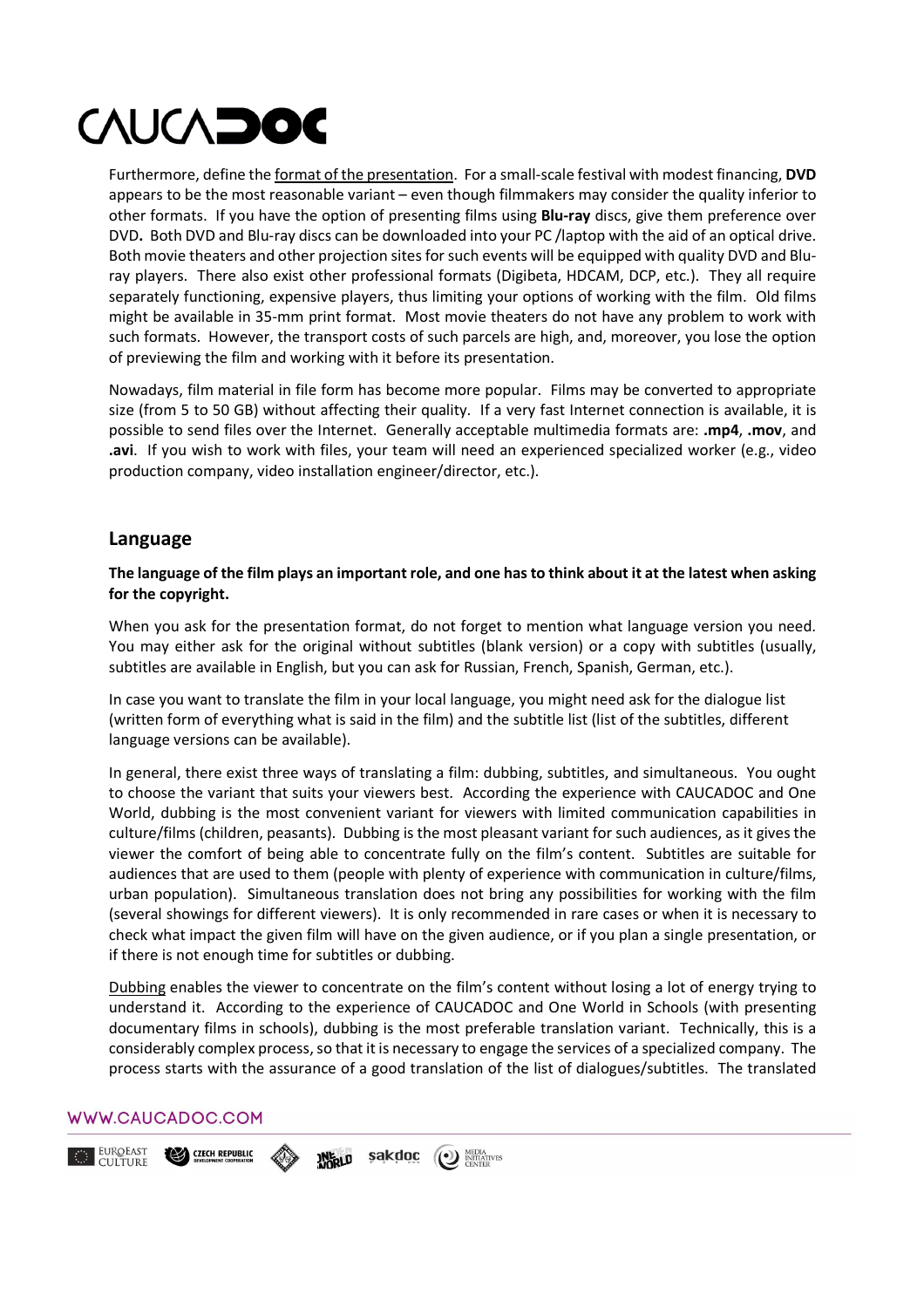Furthermore, define the format of the presentation. For a small-scale festival with modest financing, **DVD** appears to be the most reasonable variant – even though filmmakers may consider the quality inferior to other formats. If you have the option of presenting films using **Blu-ray** discs, give them preference over DVD**.** Both DVD and Blu-ray discs can be downloaded into your PC /laptop with the aid of an optical drive. Both movie theaters and other projection sites for such events will be equipped with quality DVD and Blu-ray players. There also exist other professional formats (Digibeta, HDCAM, DCP, etc.). They all require separately functioning, expensive players, thus limiting your options of working with the film. Old films might be available in 35-mm print format. Most movie theaters do not have any problem to work with such formats. However, the transport costs of such parcels are high, and, moreover, you lose the option of previewing the film and working with it before its presentation.

Nowadays, film material in file form has become more popular. Films may be converted to appropriate size (from 5 to 50 GB) without affecting their quality. If a very fast Internet connection is available, it is possible to send files over the Internet. Generally acceptable multimedia formats are: **.mp4**, **.mov**, and **.avi**. If you wish to work with files, your team will need an experienced specialized worker (e.g., video production company, video installation engineer/director, etc.).

## Language

**The language of the film plays an important role, and one has to think about it at the latest when asking for the copyright.**

When you ask for the presentation format, do not forget to mention what language version you need. You may either ask for the original without subtitles (blank version) or a copy with subtitles (usually, subtitles are available in English, but you can ask for Russian, French, Spanish, German, etc.).

In case you want to translate the film in your local language, you might need ask for the dialogue list (written form of everything what is said in the film) and the subtitle list (list of the subtitles, different language versions can be available).

In general, there exist three ways of translating a film: dubbing, subtitles, and simultaneous. You ought to choose the variant that suits your viewers best. According the experience with CAUCADOC and One World, dubbing is the most convenient variant for viewers with limited communication capabilities in culture/films (children, peasants). Dubbing is the most pleasant variant for such audiences, as it gives the viewer the comfort of being able to concentrate fully on the film's content. Subtitles are suitable for audiences that are used to them (people with plenty of experience with communication in culture/films, urban population). Simultaneous translation does not bring any possibilities for working with the film (several showings for different viewers). It is only recommended in rare cases or when it is necessary to check what impact the given film will have on the given audience, or if you plan a single presentation, or if there is not enough time for subtitles or dubbing.

Dubbing enables the viewer to concentrate on the film's content without losing a lot of energy trying to understand it. According to the experience of CAUCADOC and One World in Schools (with presenting documentary films in schools), dubbing is the most preferable translation variant. Technically, this is a considerably complex process, so that it is necessary to engage the services of a specialized company. The process starts with the assurance of a good translation of the list of dialogues/subtitles. The translated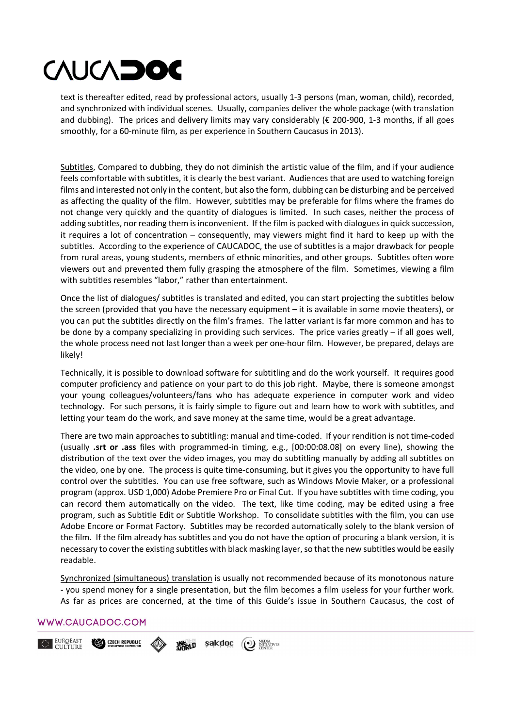text is thereafter edited, read by professional actors, usually 1-3 persons (man, woman, child), recorded, and synchronized with individual scenes. Usually, companies deliver the whole package (with translation and dubbing). The prices and delivery limits may vary considerably (€ 200-900, 1-3 months, if all goes smoothly, for a 60-minute film, as per experience in Southern Caucasus in 2013).

Subtitles, Compared to dubbing, they do not diminish the artistic value of the film, and if your audience feels comfortable with subtitles, it is clearly the best variant. Audiences that are used to watching foreign films and interested not only in the content, but also the form, dubbing can be disturbing and be perceived as affecting the quality of the film. However, subtitles may be preferable for films where the frames do not change very quickly and the quantity of dialogues is limited. In such cases, neither the process of adding subtitles, nor reading them is inconvenient. If the film is packed with dialogues in quick succession, it requires a lot of concentration – consequently, may viewers might find it hard to keep up with the subtitles. According to the experience of CAUCADOC, the use of subtitles is a major drawback for people from rural areas, young students, members of ethnic minorities, and other groups. Subtitles often wore viewers out and prevented them fully grasping the atmosphere of the film. Sometimes, viewing a film with subtitles resembles "labor," rather than entertainment.

Once the list of dialogues/ subtitles is translated and edited, you can start projecting the subtitles below the screen (provided that you have the necessary equipment – it is available in some movie theaters), or you can put the subtitles directly on the film's frames. The latter variant is far more common and has to be done by a company specializing in providing such services. The price varies greatly – if all goes well, the whole process need not last longer than a week per one-hour film. However, be prepared, delays are likely!

Technically, it is possible to download software for subtitling and do the work yourself. It requires good computer proficiency and patience on your part to do this job right. Maybe, there is someone amongst your young colleagues/volunteers/fans who has adequate experience in computer work and video technology. For such persons, it is fairly simple to figure out and learn how to work with subtitles, and letting your team do the work, and save money at the same time, would be a great advantage.

There are two main approaches to subtitling: manual and time-coded. If your rendition is not time-coded (usually **.srt or .ass** files with programmed-in timing, e.g., [00:00:08.08] on every line), showing the distribution of the text over the video images, you may do subtitling manually by adding all subtitles on the video, one by one. The process is quite time-consuming, but it gives you the opportunity to have full control over the subtitles. You can use free software, such as Windows Movie Maker, or a professional program (approx. USD 1,000) Adobe Premiere Pro or Final Cut. If you have subtitles with time coding, you can record them automatically on the video. The text, like time coding, may be edited using a free program, such as Subtitle Edit or Subtitle Workshop. To consolidate subtitles with the film, you can use Adobe Encore or Format Factory. Subtitles may be recorded automatically solely to the blank version of the film. If the film already has subtitles and you do not have the option of procuring a blank version, it is necessary to cover the existing subtitles with black masking layer, so that the new subtitles would be easily readable.

Synchronized (simultaneous) translation is usually not recommended because of its monotonous nature - you spend money for a single presentation, but the film becomes a film useless for your further work. As far as prices are concerned, at the time of this Guide's issue in Southern Caucasus, the cost of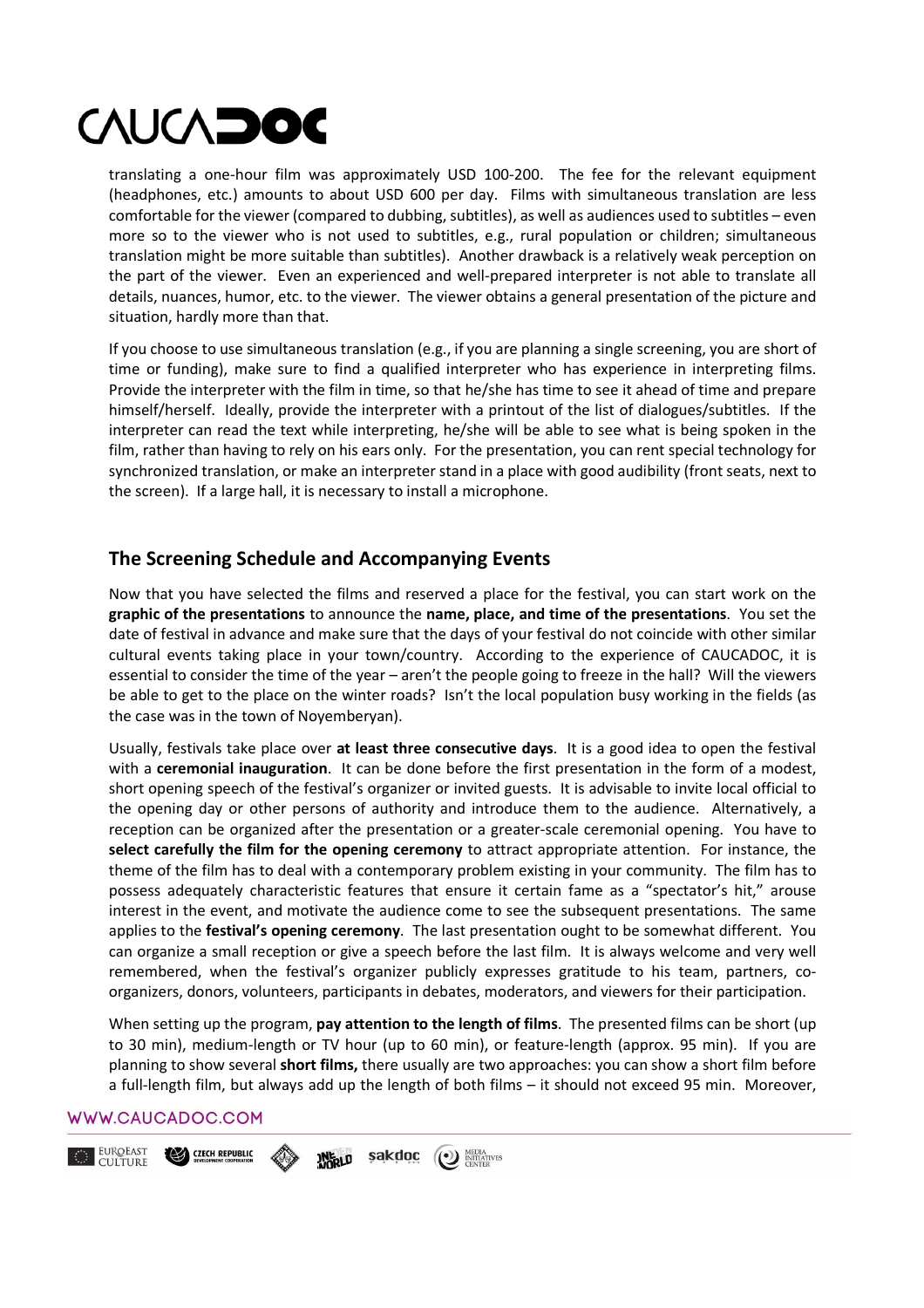translating a one-hour film was approximately USD 100-200. The fee for the relevant equipment (headphones, etc.) amounts to about USD 600 per day. Films with simultaneous translation are less comfortable for the viewer (compared to dubbing, subtitles), as well as audiences used to subtitles – even more so to the viewer who is not used to subtitles, e.g., rural population or children; simultaneous translation might be more suitable than subtitles). Another drawback is a relatively weak perception on the part of the viewer. Even an experienced and well-prepared interpreter is not able to translate all details, nuances, humor, etc. to the viewer. The viewer obtains a general presentation of the picture and situation, hardly more than that.

If you choose to use simultaneous translation (e.g., if you are planning a single screening, you are short of time or funding), make sure to find a qualified interpreter who has experience in interpreting films. Provide the interpreter with the film in time, so that he/she has time to see it ahead of time and prepare himself/herself. Ideally, provide the interpreter with a printout of the list of dialogues/subtitles. If the interpreter can read the text while interpreting, he/she will be able to see what is being spoken in the film, rather than having to rely on his ears only. For the presentation, you can rent special technology for synchronized translation, or make an interpreter stand in a place with good audibility (front seats, next to the screen). If a large hall, it is necessary to install a microphone.

## The Screening Schedule and Accompanying Events

Now that you have selected the films and reserved a place for the festival, you can start work on the **graphic of the presentations** to announce the **name, place, and time of the presentations**. You set the date of festival in advance and make sure that the days of your festival do not coincide with other similar cultural events taking place in your town/country. According to the experience of CAUCADOC, it is essential to consider the time of the year – aren't the people going to freeze in the hall? Will the viewers be able to get to the place on the winter roads? Isn't the local population busy working in the fields (as the case was in the town of Noyemberyan).

Usually, festivals take place over **at least three consecutive days**. It is a good idea to open the festival with a **ceremonial inauguration**. It can be done before the first presentation in the form of a modest, short opening speech of the festival's organizer or invited guests. It is advisable to invite local official to the opening day or other persons of authority and introduce them to the audience. Alternatively, a reception can be organized after the presentation or a greater-scale ceremonial opening. You have to **select carefully the film for the opening ceremony** to attract appropriate attention. For instance, the theme of the film has to deal with a contemporary problem existing in your community. The film has to possess adequately characteristic features that ensure it certain fame as a "spectator's hit," arouse interest in the event, and motivate the audience come to see the subsequent presentations. The same applies to the **festival's opening ceremony**. The last presentation ought to be somewhat different. You can organize a small reception or give a speech before the last film. It is always welcome and very well remembered, when the festival's organizer publicly expresses gratitude to his team, partners, co-organizers, donors, volunteers, participants in debates, moderators, and viewers for their participation.

When setting up the program, **pay attention to the length of films**. The presented films can be short (up to 30 min), medium-length or TV hour (up to 60 min), or feature-length (approx. 95 min). If you are planning to show several **short films,** there usually are two approaches: you can show a short film before a full-length film, but always add up the length of both films – it should not exceed 95 min. Moreover,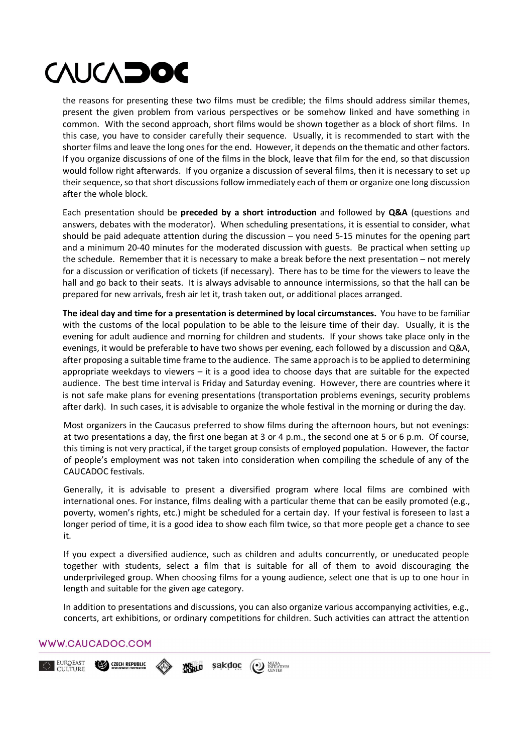the reasons for presenting these two films must be credible; the films should address similar themes, present the given problem from various perspectives or be somehow linked and have something in common. With the second approach, short films would be shown together as a block of short films. In this case, you have to consider carefully their sequence. Usually, it is recommended to start with the shorter films and leave the long ones for the end. However, it depends on the thematic and other factors. If you organize discussions of one of the films in the block, leave that film for the end, so that discussion would follow right afterwards. If you organize a discussion of several films, then it is necessary to set up their sequence, so that short discussions follow immediately each of them or organize one long discussion after the whole block.

Each presentation should be **preceded by a short introduction** and followed by **Q&A** (questions and answers, debates with the moderator). When scheduling presentations, it is essential to consider, what should be paid adequate attention during the discussion – you need 5-15 minutes for the opening part and a minimum 20-40 minutes for the moderated discussion with guests. Be practical when setting up the schedule. Remember that it is necessary to make a break before the next presentation – not merely for a discussion or verification of tickets (if necessary). There has to be time for the viewers to leave the hall and go back to their seats. It is always advisable to announce intermissions, so that the hall can be prepared for new arrivals, fresh air let it, trash taken out, or additional places arranged.

**The ideal day and time for a presentation is determined by local circumstances.** You have to be familiar with the customs of the local population to be able to the leisure time of their day. Usually, it is the evening for adult audience and morning for children and students. If your shows take place only in the evenings, it would be preferable to have two shows per evening, each followed by a discussion and Q&A, after proposing a suitable time frame to the audience. The same approach is to be applied to determining appropriate weekdays to viewers – it is a good idea to choose days that are suitable for the expected audience. The best time interval is Friday and Saturday evening. However, there are countries where it is not safe make plans for evening presentations (transportation problems evenings, security problems after dark). In such cases, it is advisable to organize the whole festival in the morning or during the day.

Most organizers in the Caucasus preferred to show films during the afternoon hours, but not evenings: at two presentations a day, the first one began at 3 or 4 p.m., the second one at 5 or 6 p.m. Of course, this timing is not very practical, if the target group consists of employed population. However, the factor of people's employment was not taken into consideration when compiling the schedule of any of the CAUCADOC festivals.

Generally, it is advisable to present a diversified program where local films are combined with international ones. For instance, films dealing with a particular theme that can be easily promoted (e.g., poverty, women's rights, etc.) might be scheduled for a certain day. If your festival is foreseen to last a longer period of time, it is a good idea to show each film twice, so that more people get a chance to see it.

If you expect a diversified audience, such as children and adults concurrently, or uneducated people together with students, select a film that is suitable for all of them to avoid discouraging the underprivileged group. When choosing films for a young audience, select one that is up to one hour in length and suitable for the given age category.

In addition to presentations and discussions, you can also organize various accompanying activities, e.g., concerts, art exhibitions, or ordinary competitions for children. Such activities can attract the attention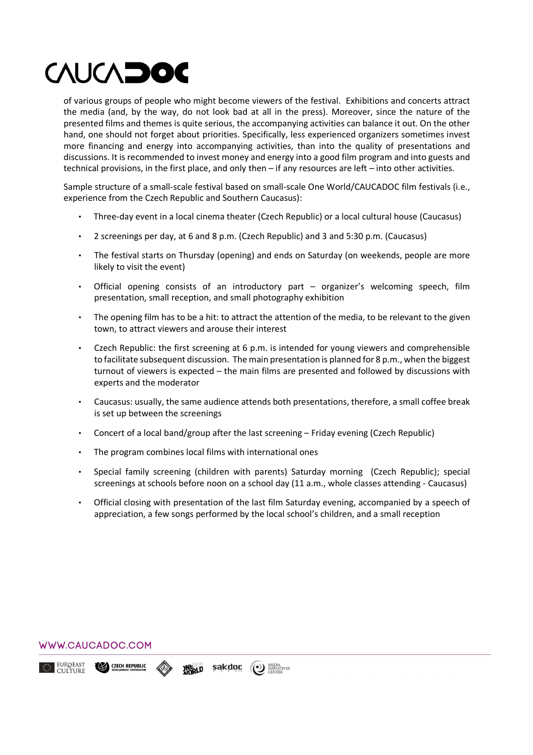of various groups of people who might become viewers of the festival. Exhibitions and concerts attract the media (and, by the way, do not look bad at all in the press). Moreover, since the nature of the presented films and themes is quite serious, the accompanying activities can balance it out. On the other hand, one should not forget about priorities. Specifically, less experienced organizers sometimes invest more financing and energy into accompanying activities, than into the quality of presentations and discussions. It is recommended to invest money and energy into a good film program and into guests and technical provisions, in the first place, and only then – if any resources are left – into other activities.

Sample structure of a small-scale festival based on small-scale One World/CAUCADOC film festivals (i.e., experience from the Czech Republic and Southern Caucasus):

- Three-day event in a local cinema theater (Czech Republic) or a local cultural house (Caucasus)
- 2 screenings per day, at 6 and 8 p.m. (Czech Republic) and 3 and 5:30 p.m. (Caucasus)
- The festival starts on Thursday (opening) and ends on Saturday (on weekends, people are more likely to visit the event)
- Official opening consists of an introductory part – organizer's welcoming speech, film presentation, small reception, and small photography exhibition
- The opening film has to be a hit: to attract the attention of the media, to be relevant to the given town, to attract viewers and arouse their interest
- Czech Republic: the first screening at 6 p.m. is intended for young viewers and comprehensible to facilitate subsequent discussion. The main presentation is planned for 8 p.m., when the biggest turnout of viewers is expected – the main films are presented and followed by discussions with experts and the moderator
- Caucasus: usually, the same audience attends both presentations, therefore, a small coffee break is set up between the screenings
- Concert of a local band/group after the last screening – Friday evening (Czech Republic)
- The program combines local films with international ones
- Special family screening (children with parents) Saturday morning (Czech Republic); special screenings at schools before noon on a school day (11 a.m., whole classes attending - Caucasus)
- Official closing with presentation of the last film Saturday evening, accompanied by a speech of appreciation, a few songs performed by the local school's children, and a small reception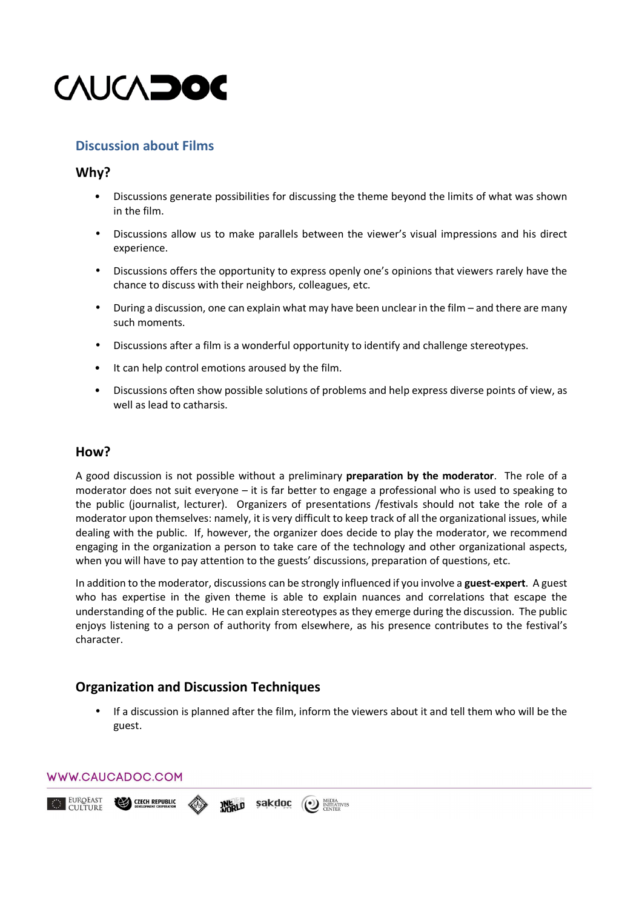## Discussion about Films

### Why?

- Discussions generate possibilities for discussing the theme beyond the limits of what was shown in the film.
- Discussions allow us to make parallels between the viewer's visual impressions and his direct experience.
- Discussions offers the opportunity to express openly one's opinions that viewers rarely have the chance to discuss with their neighbors, colleagues, etc.
- During a discussion, one can explain what may have been unclear in the film – and there are many such moments.
- Discussions after a film is a wonderful opportunity to identify and challenge stereotypes.
- It can help control emotions aroused by the film.
- Discussions often show possible solutions of problems and help express diverse points of view, as well as lead to catharsis.

### How?

A good discussion is not possible without a preliminary **preparation by the moderator**. The role of a moderator does not suit everyone – it is far better to engage a professional who is used to speaking to the public (journalist, lecturer). Organizers of presentations /festivals should not take the role of a moderator upon themselves: namely, it is very difficult to keep track of all the organizational issues, while dealing with the public. If, however, the organizer does decide to play the moderator, we recommend engaging in the organization a person to take care of the technology and other organizational aspects, when you will have to pay attention to the guests' discussions, preparation of questions, etc.

In addition to the moderator, discussions can be strongly influenced if you involve a **guest-expert**. A guest who has expertise in the given theme is able to explain nuances and correlations that escape the understanding of the public. He can explain stereotypes as they emerge during the discussion. The public enjoys listening to a person of authority from elsewhere, as his presence contributes to the festival's character.

### Organization and Discussion Techniques

- If a discussion is planned after the film, inform the viewers about it and tell them who will be the guest.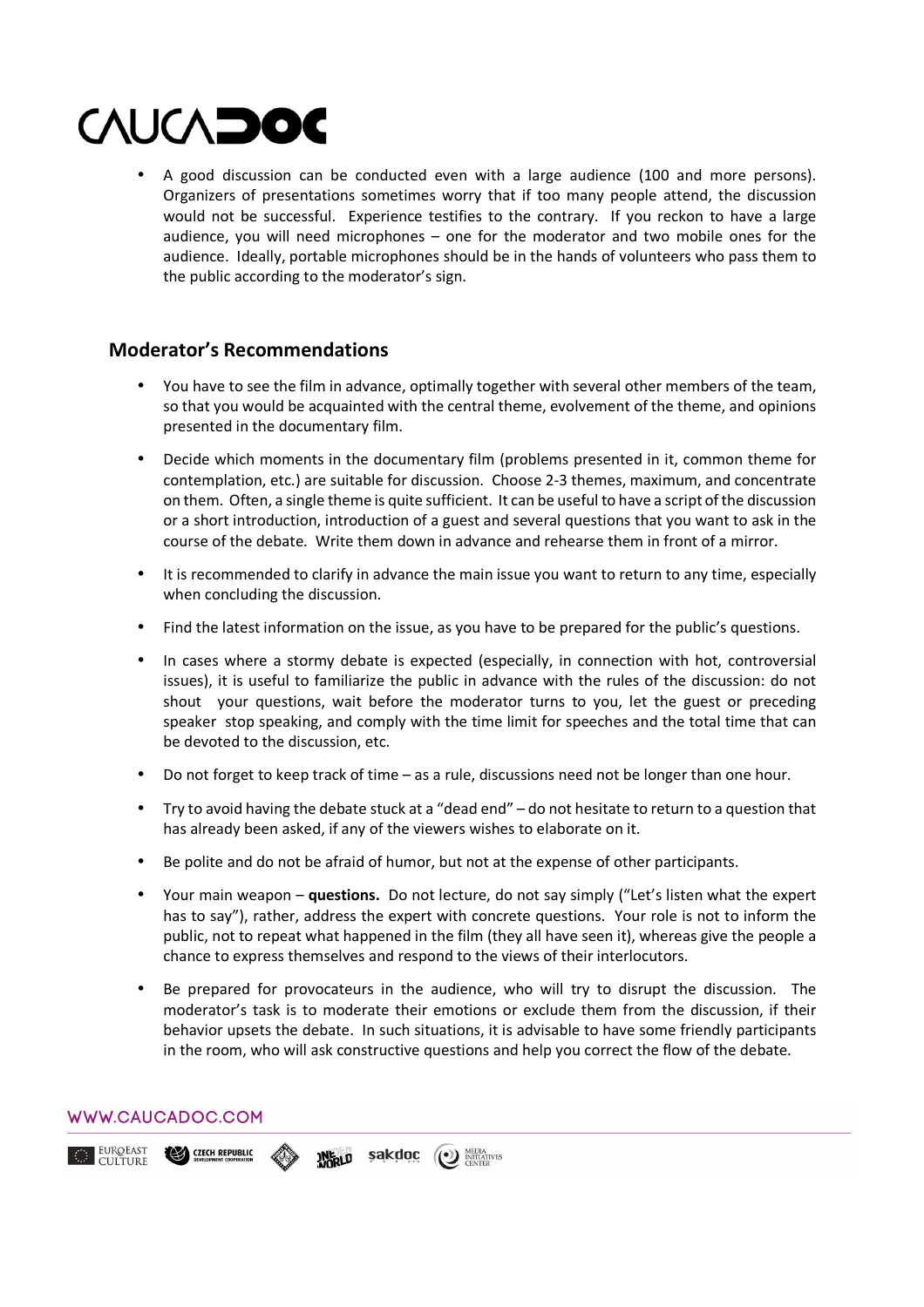- A good discussion can be conducted even with a large audience (100 and more persons). Organizers of presentations sometimes worry that if too many people attend, the discussion would not be successful. Experience testifies to the contrary. If you reckon to have a large audience, you will need microphones – one for the moderator and two mobile ones for the audience. Ideally, portable microphones should be in the hands of volunteers who pass them to the public according to the moderator's sign.

## Moderator's Recommendations

- You have to see the film in advance, optimally together with several other members of the team, so that you would be acquainted with the central theme, evolvement of the theme, and opinions presented in the documentary film.
- Decide which moments in the documentary film (problems presented in it, common theme for contemplation, etc.) are suitable for discussion. Choose 2-3 themes, maximum, and concentrate on them. Often, a single theme is quite sufficient. It can be useful to have a script of the discussion or a short introduction, introduction of a guest and several questions that you want to ask in the course of the debate. Write them down in advance and rehearse them in front of a mirror.
- It is recommended to clarify in advance the main issue you want to return to any time, especially when concluding the discussion.
- Find the latest information on the issue, as you have to be prepared for the public's questions.
- In cases where a stormy debate is expected (especially, in connection with hot, controversial issues), it is useful to familiarize the public in advance with the rules of the discussion: do not shout your questions, wait before the moderator turns to you, let the guest or preceding speaker stop speaking, and comply with the time limit for speeches and the total time that can be devoted to the discussion, etc.
- Do not forget to keep track of time – as a rule, discussions need not be longer than one hour.
- Try to avoid having the debate stuck at a "dead end" – do not hesitate to return to a question that has already been asked, if any of the viewers wishes to elaborate on it.
- Be polite and do not be afraid of humor, but not at the expense of other participants.
- Your main weapon – **questions.** Do not lecture, do not say simply ("Let's listen what the expert has to say"), rather, address the expert with concrete questions. Your role is not to inform the public, not to repeat what happened in the film (they all have seen it), whereas give the people a chance to express themselves and respond to the views of their interlocutors.
- Be prepared for provocateurs in the audience, who will try to disrupt the discussion. The moderator's task is to moderate their emotions or exclude them from the discussion, if their behavior upsets the debate. In such situations, it is advisable to have some friendly participants in the room, who will ask constructive questions and help you correct the flow of the debate.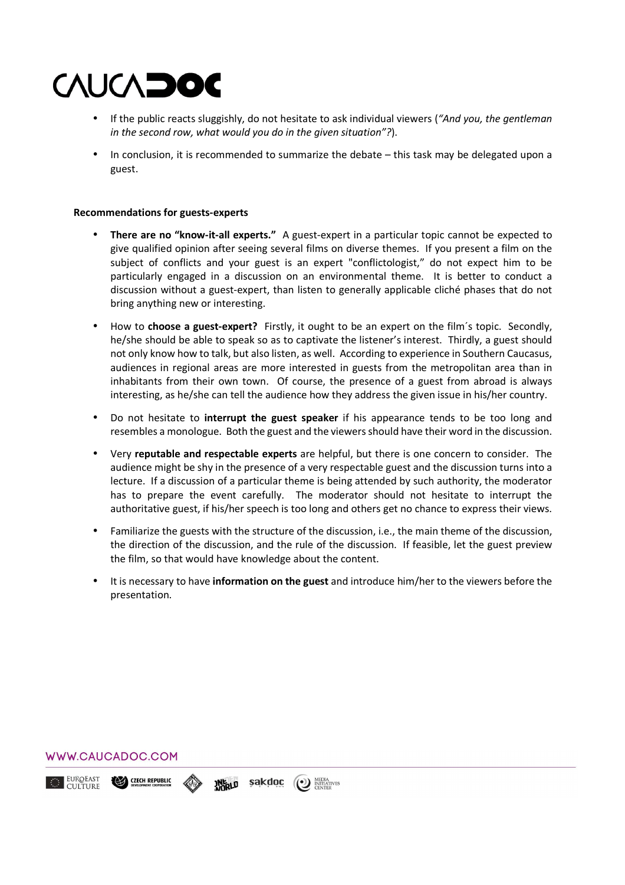- If the public reacts sluggishly, do not hesitate to ask individual viewers (*"And you, the gentleman in the second row, what would you do in the given situation"?*).
- In conclusion, it is recommended to summarize the debate – this task may be delegated upon a guest.

**Recommendations for guests-experts**

- **There are no "know-it-all experts."** A guest-expert in a particular topic cannot be expected to give qualified opinion after seeing several films on diverse themes. If you present a film on the subject of conflicts and your guest is an expert "conflictologist," do not expect him to be particularly engaged in a discussion on an environmental theme. It is better to conduct a discussion without a guest-expert, than listen to generally applicable cliché phases that do not bring anything new or interesting.
- How to **choose a guest-expert?** Firstly, it ought to be an expert on the film´s topic. Secondly, he/she should be able to speak so as to captivate the listener's interest. Thirdly, a guest should not only know how to talk, but also listen, as well. According to experience in Southern Caucasus, audiences in regional areas are more interested in guests from the metropolitan area than in inhabitants from their own town. Of course, the presence of a guest from abroad is always interesting, as he/she can tell the audience how they address the given issue in his/her country.
- Do not hesitate to **interrupt the guest speaker** if his appearance tends to be too long and resembles a monologue. Both the guest and the viewers should have their word in the discussion.
- Very **reputable and respectable experts** are helpful, but there is one concern to consider. The audience might be shy in the presence of a very respectable guest and the discussion turns into a lecture. If a discussion of a particular theme is being attended by such authority, the moderator has to prepare the event carefully. The moderator should not hesitate to interrupt the authoritative guest, if his/her speech is too long and others get no chance to express their views.
- Familiarize the guests with the structure of the discussion, i.e., the main theme of the discussion, the direction of the discussion, and the rule of the discussion. If feasible, let the guest preview the film, so that would have knowledge about the content.
- It is necessary to have **information on the guest** and introduce him/her to the viewers before the presentation.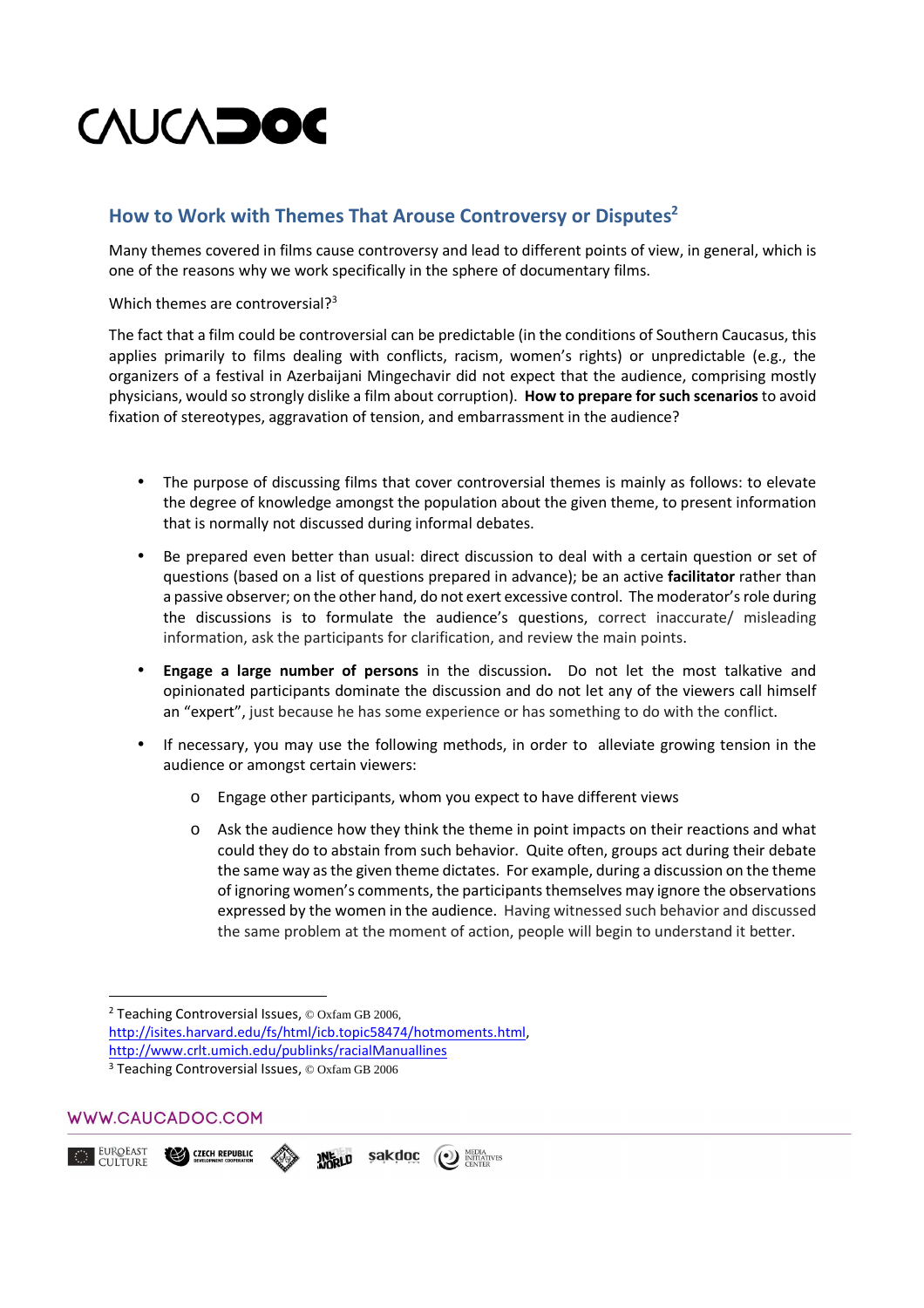## How to Work with Themes That Arouse Controversy or Disputes[2]

Many themes covered in films cause controversy and lead to different points of view, in general, which is one of the reasons why we work specifically in the sphere of documentary films.

Which themes are controversial?[3]

The fact that a film could be controversial can be predictable (in the conditions of Southern Caucasus, this applies primarily to films dealing with conflicts, racism, women's rights) or unpredictable (e.g., the organizers of a festival in Azerbaijani Mingechavir did not expect that the audience, comprising mostly physicians, would so strongly dislike a film about corruption). **How to prepare for such scenarios** to avoid fixation of stereotypes, aggravation of tension, and embarrassment in the audience?

- The purpose of discussing films that cover controversial themes is mainly as follows: to elevate the degree of knowledge amongst the population about the given theme, to present information that is normally not discussed during informal debates.
- Be prepared even better than usual: direct discussion to deal with a certain question or set of questions (based on a list of questions prepared in advance); be an active **facilitator** rather than a passive observer; on the other hand, do not exert excessive control. The moderator's role during the discussions is to formulate the audience's questions, correct inaccurate/ misleading information, ask the participants for clarification, and review the main points.
- **Engage a large number of persons** in the discussion**.** Do not let the most talkative and opinionated participants dominate the discussion and do not let any of the viewers call himself an "expert", just because he has some experience or has something to do with the conflict.
- If necessary, you may use the following methods, in order to alleviate growing tension in the audience or amongst certain viewers:
  - Engage other participants, whom you expect to have different views
  - Ask the audience how they think the theme in point impacts on their reactions and what could they do to abstain from such behavior. Quite often, groups act during their debate the same way as the given theme dictates. For example, during a discussion on the theme of ignoring women's comments, the participants themselves may ignore the observations expressed by the women in the audience. Having witnessed such behavior and discussed the same problem at the moment of action, people will begin to understand it better.

---

[2] Teaching Controversial Issues, © Oxfam GB 2006, http://isites.harvard.edu/fs/html/icb.topic58474/hotmoments.html, http://www.crlt.umich.edu/publinks/racialManuallines

[3] Teaching Controversial Issues, © Oxfam GB 2006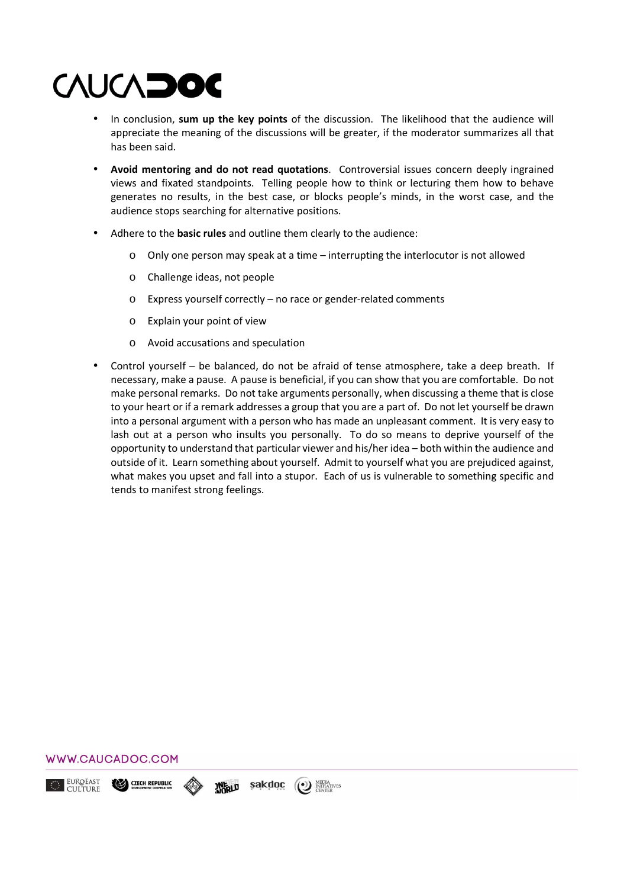- In conclusion, **sum up the key points** of the discussion. The likelihood that the audience will appreciate the meaning of the discussions will be greater, if the moderator summarizes all that has been said.
- **Avoid mentoring and do not read quotations**. Controversial issues concern deeply ingrained views and fixated standpoints. Telling people how to think or lecturing them how to behave generates no results, in the best case, or blocks people's minds, in the worst case, and the audience stops searching for alternative positions.
- Adhere to the **basic rules** and outline them clearly to the audience:
  - Only one person may speak at a time – interrupting the interlocutor is not allowed
  - Challenge ideas, not people
  - Express yourself correctly – no race or gender-related comments
  - Explain your point of view
  - Avoid accusations and speculation
- Control yourself – be balanced, do not be afraid of tense atmosphere, take a deep breath. If necessary, make a pause. A pause is beneficial, if you can show that you are comfortable. Do not make personal remarks. Do not take arguments personally, when discussing a theme that is close to your heart or if a remark addresses a group that you are a part of. Do not let yourself be drawn into a personal argument with a person who has made an unpleasant comment. It is very easy to lash out at a person who insults you personally. To do so means to deprive yourself of the opportunity to understand that particular viewer and his/her idea – both within the audience and outside of it. Learn something about yourself. Admit to yourself what you are prejudiced against, what makes you upset and fall into a stupor. Each of us is vulnerable to something specific and tends to manifest strong feelings.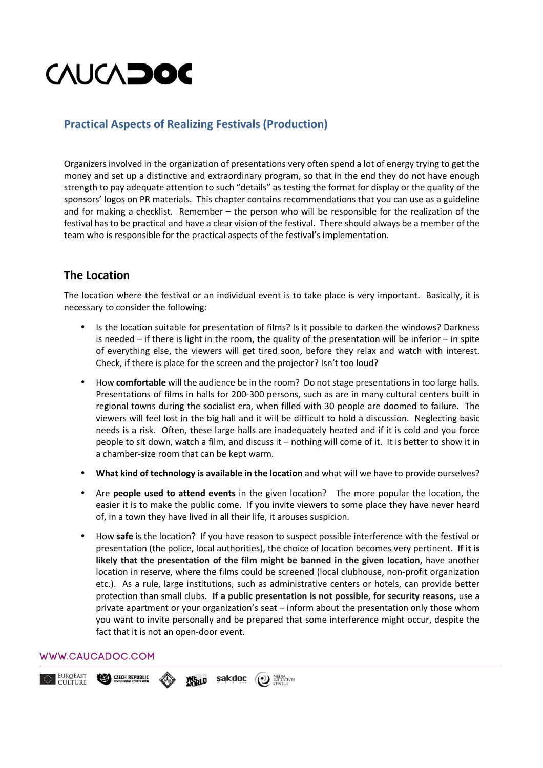## Practical Aspects of Realizing Festivals (Production)

Organizers involved in the organization of presentations very often spend a lot of energy trying to get the money and set up a distinctive and extraordinary program, so that in the end they do not have enough strength to pay adequate attention to such "details" as testing the format for display or the quality of the sponsors' logos on PR materials. This chapter contains recommendations that you can use as a guideline and for making a checklist. Remember – the person who will be responsible for the realization of the festival has to be practical and have a clear vision of the festival. There should always be a member of the team who is responsible for the practical aspects of the festival's implementation.

### The Location

The location where the festival or an individual event is to take place is very important. Basically, it is necessary to consider the following:

- Is the location suitable for presentation of films? Is it possible to darken the windows? Darkness is needed – if there is light in the room, the quality of the presentation will be inferior – in spite of everything else, the viewers will get tired soon, before they relax and watch with interest. Check, if there is place for the screen and the projector? Isn't too loud?
- How **comfortable** will the audience be in the room? Do not stage presentations in too large halls. Presentations of films in halls for 200-300 persons, such as are in many cultural centers built in regional towns during the socialist era, when filled with 30 people are doomed to failure. The viewers will feel lost in the big hall and it will be difficult to hold a discussion. Neglecting basic needs is a risk. Often, these large halls are inadequately heated and if it is cold and you force people to sit down, watch a film, and discuss it – nothing will come of it. It is better to show it in a chamber-size room that can be kept warm.
- **What kind of technology is available in the location** and what will we have to provide ourselves?
- Are **people used to attend events** in the given location? The more popular the location, the easier it is to make the public come. If you invite viewers to some place they have never heard of, in a town they have lived in all their life, it arouses suspicion.
- How **safe** is the location? If you have reason to suspect possible interference with the festival or presentation (the police, local authorities), the choice of location becomes very pertinent. **If it is likely that the presentation of the film might be banned in the given location,** have another location in reserve, where the films could be screened (local clubhouse, non-profit organization etc.). As a rule, large institutions, such as administrative centers or hotels, can provide better protection than small clubs. **If a public presentation is not possible, for security reasons,** use a private apartment or your organization's seat – inform about the presentation only those whom you want to invite personally and be prepared that some interference might occur, despite the fact that it is not an open-door event.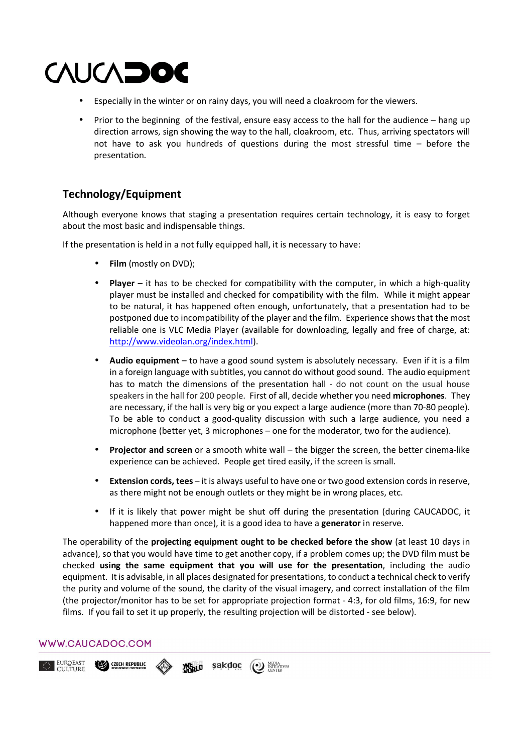- Especially in the winter or on rainy days, you will need a cloakroom for the viewers.
- Prior to the beginning of the festival, ensure easy access to the hall for the audience – hang up direction arrows, sign showing the way to the hall, cloakroom, etc. Thus, arriving spectators will not have to ask you hundreds of questions during the most stressful time – before the presentation.

## Technology/Equipment

Although everyone knows that staging a presentation requires certain technology, it is easy to forget about the most basic and indispensable things.

If the presentation is held in a not fully equipped hall, it is necessary to have:

- **Film** (mostly on DVD);
- **Player** – it has to be checked for compatibility with the computer, in which a high-quality player must be installed and checked for compatibility with the film. While it might appear to be natural, it has happened often enough, unfortunately, that a presentation had to be postponed due to incompatibility of the player and the film. Experience shows that the most reliable one is VLC Media Player (available for downloading, legally and free of charge, at: http://www.videolan.org/index.html).
- **Audio equipment** – to have a good sound system is absolutely necessary. Even if it is a film in a foreign language with subtitles, you cannot do without good sound. The audio equipment has to match the dimensions of the presentation hall - do not count on the usual house speakers in the hall for 200 people. First of all, decide whether you need **microphones**. They are necessary, if the hall is very big or you expect a large audience (more than 70-80 people). To be able to conduct a good-quality discussion with such a large audience, you need a microphone (better yet, 3 microphones – one for the moderator, two for the audience).
- **Projector and screen** or a smooth white wall – the bigger the screen, the better cinema-like experience can be achieved. People get tired easily, if the screen is small.
- **Extension cords, tees** – it is always useful to have one or two good extension cords in reserve, as there might not be enough outlets or they might be in wrong places, etc.
- If it is likely that power might be shut off during the presentation (during CAUCADOC, it happened more than once), it is a good idea to have a **generator** in reserve.

The operability of the **projecting equipment ought to be checked before the show** (at least 10 days in advance), so that you would have time to get another copy, if a problem comes up; the DVD film must be checked **using the same equipment that you will use for the presentation**, including the audio equipment. It is advisable, in all places designated for presentations, to conduct a technical check to verify the purity and volume of the sound, the clarity of the visual imagery, and correct installation of the film (the projector/monitor has to be set for appropriate projection format - 4:3, for old films, 16:9, for new films. If you fail to set it up properly, the resulting projection will be distorted - see below).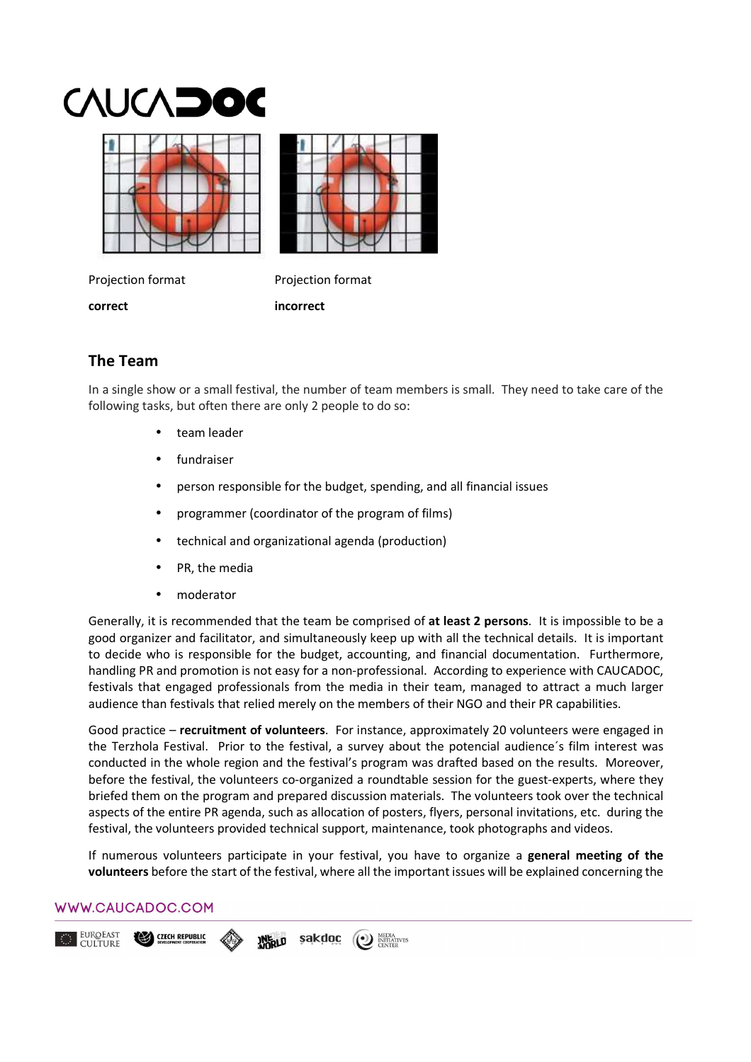Projection format **correct**

Projection format **incorrect**

## The Team

In a single show or a small festival, the number of team members is small. They need to take care of the following tasks, but often there are only 2 people to do so:

- team leader
- fundraiser
- person responsible for the budget, spending, and all financial issues
- programmer (coordinator of the program of films)
- technical and organizational agenda (production)
- PR, the media
- moderator

Generally, it is recommended that the team be comprised of **at least 2 persons**. It is impossible to be a good organizer and facilitator, and simultaneously keep up with all the technical details. It is important to decide who is responsible for the budget, accounting, and financial documentation. Furthermore, handling PR and promotion is not easy for a non-professional. According to experience with CAUCADOC, festivals that engaged professionals from the media in their team, managed to attract a much larger audience than festivals that relied merely on the members of their NGO and their PR capabilities.

Good practice – **recruitment of volunteers**. For instance, approximately 20 volunteers were engaged in the Terzhola Festival. Prior to the festival, a survey about the potencial audience´s film interest was conducted in the whole region and the festival's program was drafted based on the results. Moreover, before the festival, the volunteers co-organized a roundtable session for the guest-experts, where they briefed them on the program and prepared discussion materials. The volunteers took over the technical aspects of the entire PR agenda, such as allocation of posters, flyers, personal invitations, etc. during the festival, the volunteers provided technical support, maintenance, took photographs and videos.

If numerous volunteers participate in your festival, you have to organize a **general meeting of the volunteers** before the start of the festival, where all the important issues will be explained concerning the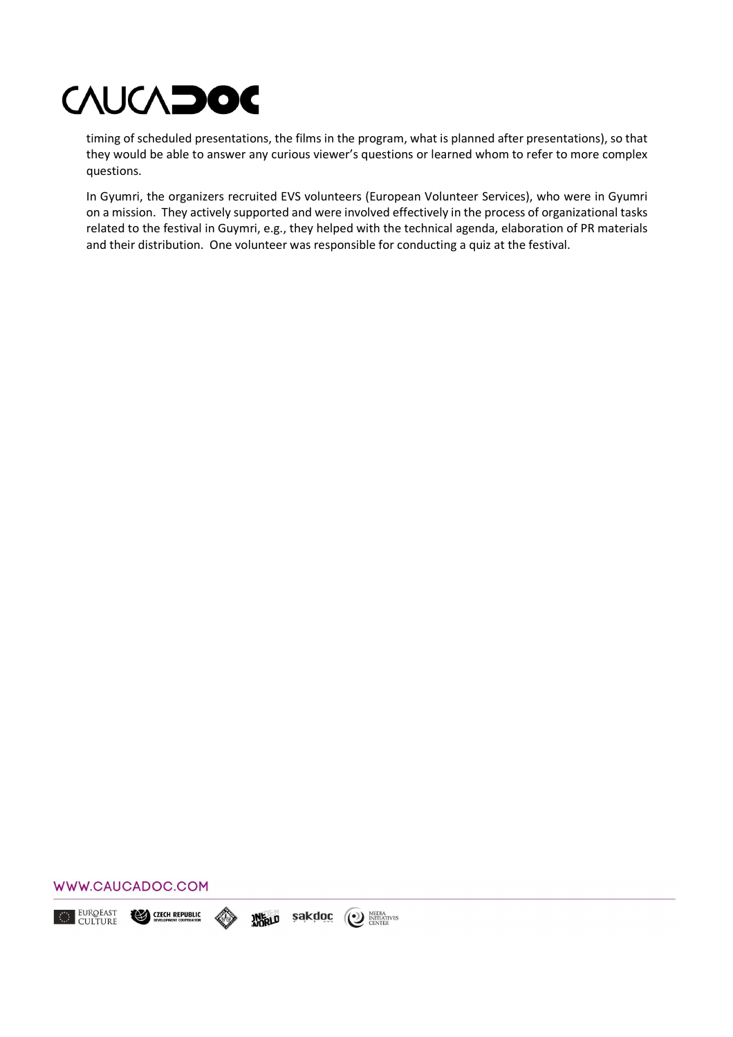timing of scheduled presentations, the films in the program, what is planned after presentations), so that they would be able to answer any curious viewer's questions or learned whom to refer to more complex questions.

In Gyumri, the organizers recruited EVS volunteers (European Volunteer Services), who were in Gyumri on a mission. They actively supported and were involved effectively in the process of organizational tasks related to the festival in Guymri, e.g., they helped with the technical agenda, elaboration of PR materials and their distribution. One volunteer was responsible for conducting a quiz at the festival.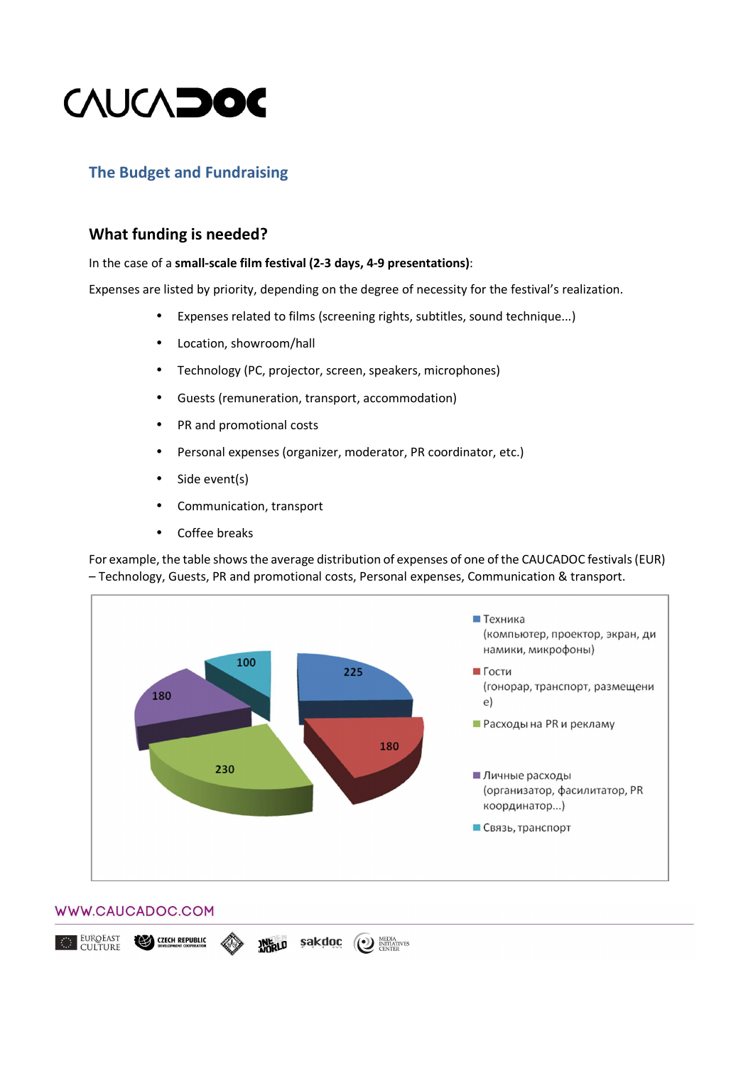## The Budget and Fundraising

### What funding is needed?

In the case of a **small-scale film festival (2-3 days, 4-9 presentations)**:

Expenses are listed by priority, depending on the degree of necessity for the festival's realization.

- Expenses related to films (screening rights, subtitles, sound technique...)
- Location, showroom/hall
- Technology (PC, projector, screen, speakers, microphones)
- Guests (remuneration, transport, accommodation)
- PR and promotional costs
- Personal expenses (organizer, moderator, PR coordinator, etc.)
- Side event(s)
- Communication, transport
- Coffee breaks

For example, the table shows the average distribution of expenses of one of the CAUCADOC festivals (EUR) – Technology, Guests, PR and promotional costs, Personal expenses, Communication & transport.

| Категория | EUR |
| --- | --- |
| Техника (компьютер, проектор, экран, динамики, микрофоны) | 225 |
| Гости (гонорар, транспорт, размещение) | 180 |
| Расходы на PR и рекламу | 230 |
| Личные расходы (организатор, фасилитатор, PR координатор...) | 180 |
| Связь, транспорт | 100 |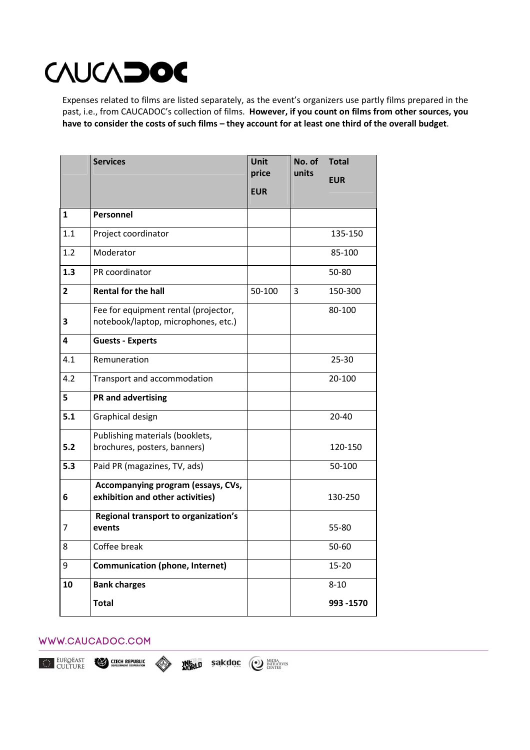# CAUCADOC

Expenses related to films are listed separately, as the event's organizers use partly films prepared in the past, i.e., from CAUCADOC's collection of films. **However, if you count on films from other sources, you have to consider the costs of such films – they account for at least one third of the overall budget**.

| | **Services** | **Unit price EUR** | **No. of units** | **Total EUR** |
|---|---|---|---|---|
| **1** | **Personnel** | | | |
| 1.1 | Project coordinator | | | 135-150 |
| 1.2 | Moderator | | | 85-100 |
| **1.3** | PR coordinator | | | 50-80 |
| **2** | **Rental for the hall** | 50-100 | 3 | 150-300 |
| **3** | Fee for equipment rental (projector, notebook/laptop, microphones, etc.) | | | 80-100 |
| **4** | **Guests - Experts** | | | |
| 4.1 | Remuneration | | | 25-30 |
| 4.2 | Transport and accommodation | | | 20-100 |
| **5** | **PR and advertising** | | | |
| **5.1** | Graphical design | | | 20-40 |
| **5.2** | Publishing materials (booklets, brochures, posters, banners) | | | 120-150 |
| **5.3** | Paid PR (magazines, TV, ads) | | | 50-100 |
| **6** | **Accompanying program (essays, CVs, exhibition and other activities)** | | | 130-250 |
| 7 | **Regional transport to organization's events** | | | 55-80 |
| 8 | Coffee break | | | 50-60 |
| 9 | **Communication (phone, Internet)** | | | 15-20 |
| **10** | **Bank charges** | | | 8-10 |
| | **Total** | | | **993 -1570** |

WWW.CAUCADOC.COM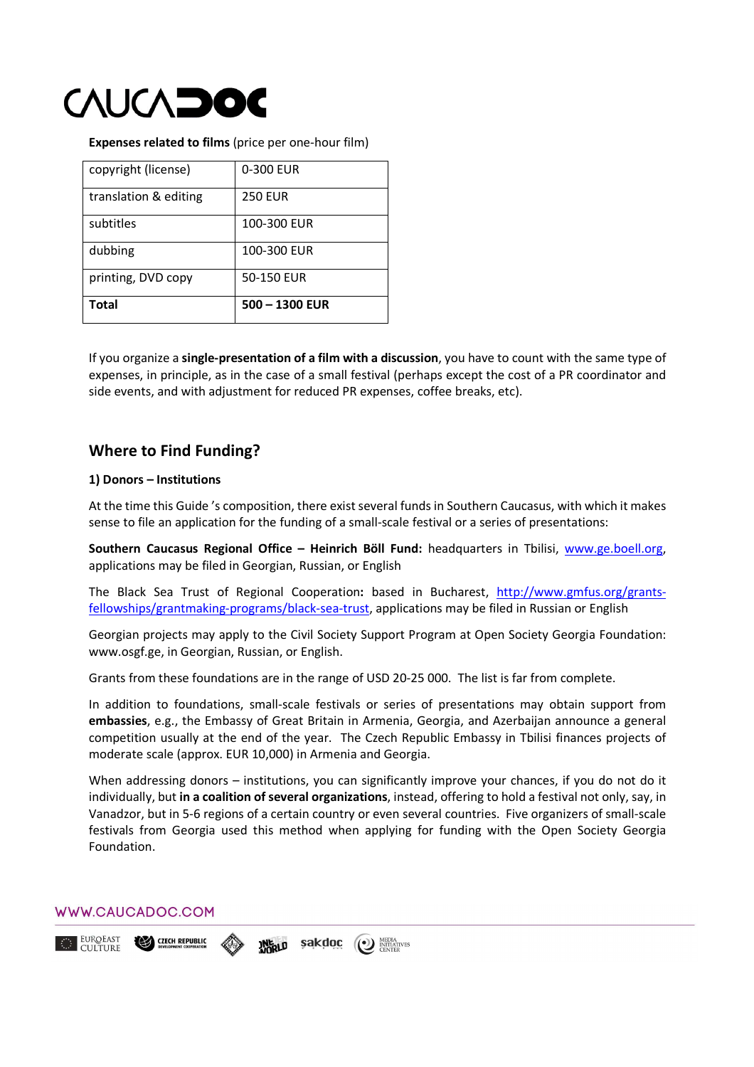**Expenses related to films** (price per one-hour film)

| copyright (license) | 0-300 EUR |
|---|---|
| translation & editing | 250 EUR |
| subtitles | 100-300 EUR |
| dubbing | 100-300 EUR |
| printing, DVD copy | 50-150 EUR |
| **Total** | **500 – 1300 EUR** |

If you organize a **single-presentation of a film with a discussion**, you have to count with the same type of expenses, in principle, as in the case of a small festival (perhaps except the cost of a PR coordinator and side events, and with adjustment for reduced PR expenses, coffee breaks, etc).

## Where to Find Funding?

### 1) Donors – Institutions

At the time this Guide 's composition, there exist several funds in Southern Caucasus, with which it makes sense to file an application for the funding of a small-scale festival or a series of presentations:

**Southern Caucasus Regional Office – Heinrich Böll Fund:** headquarters in Tbilisi, www.ge.boell.org, applications may be filed in Georgian, Russian, or English

The Black Sea Trust of Regional Cooperation**:** based in Bucharest, http://www.gmfus.org/grants-fellowships/grantmaking-programs/black-sea-trust, applications may be filed in Russian or English

Georgian projects may apply to the Civil Society Support Program at Open Society Georgia Foundation: www.osgf.ge, in Georgian, Russian, or English.

Grants from these foundations are in the range of USD 20-25 000. The list is far from complete.

In addition to foundations, small-scale festivals or series of presentations may obtain support from **embassies**, e.g., the Embassy of Great Britain in Armenia, Georgia, and Azerbaijan announce a general competition usually at the end of the year. The Czech Republic Embassy in Tbilisi finances projects of moderate scale (approx. EUR 10,000) in Armenia and Georgia.

When addressing donors – institutions, you can significantly improve your chances, if you do not do it individually, but **in a coalition of several organizations**, instead, offering to hold a festival not only, say, in Vanadzor, but in 5-6 regions of a certain country or even several countries. Five organizers of small-scale festivals from Georgia used this method when applying for funding with the Open Society Georgia Foundation.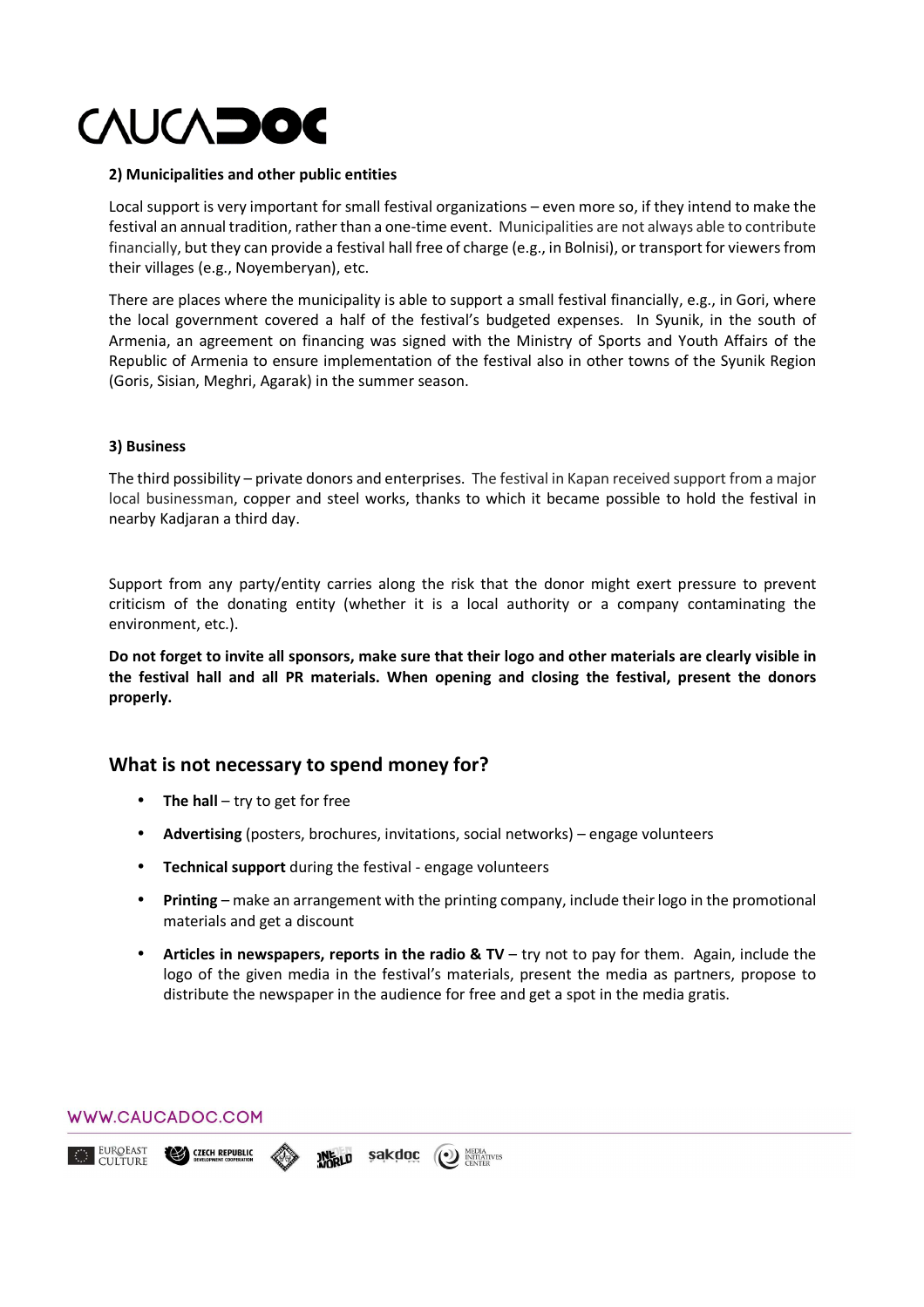**2) Municipalities and other public entities**

Local support is very important for small festival organizations – even more so, if they intend to make the festival an annual tradition, rather than a one-time event. Municipalities are not always able to contribute financially, but they can provide a festival hall free of charge (e.g., in Bolnisi), or transport for viewers from their villages (e.g., Noyemberyan), etc.

There are places where the municipality is able to support a small festival financially, e.g., in Gori, where the local government covered a half of the festival's budgeted expenses. In Syunik, in the south of Armenia, an agreement on financing was signed with the Ministry of Sports and Youth Affairs of the Republic of Armenia to ensure implementation of the festival also in other towns of the Syunik Region (Goris, Sisian, Meghri, Agarak) in the summer season.

**3) Business**

The third possibility – private donors and enterprises. The festival in Kapan received support from a major local businessman, copper and steel works, thanks to which it became possible to hold the festival in nearby Kadjaran a third day.

Support from any party/entity carries along the risk that the donor might exert pressure to prevent criticism of the donating entity (whether it is a local authority or a company contaminating the environment, etc.).

**Do not forget to invite all sponsors, make sure that their logo and other materials are clearly visible in the festival hall and all PR materials. When opening and closing the festival, present the donors properly.**

## What is not necessary to spend money for?

- **The hall** – try to get for free
- **Advertising** (posters, brochures, invitations, social networks) – engage volunteers
- **Technical support** during the festival - engage volunteers
- **Printing** – make an arrangement with the printing company, include their logo in the promotional materials and get a discount
- **Articles in newspapers, reports in the radio & TV** – try not to pay for them. Again, include the logo of the given media in the festival's materials, present the media as partners, propose to distribute the newspaper in the audience for free and get a spot in the media gratis.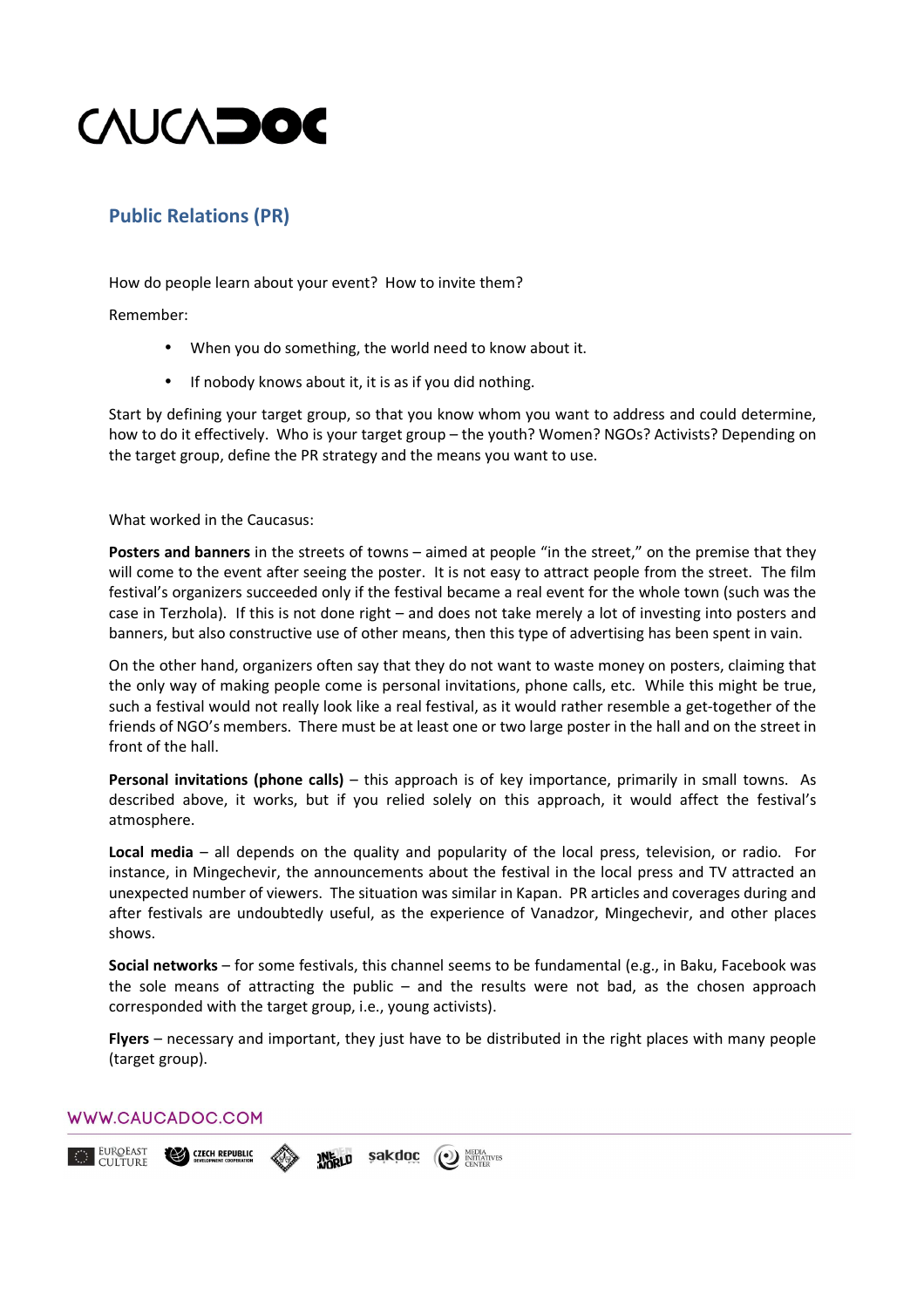## Public Relations (PR)

How do people learn about your event? How to invite them?

Remember:

- When you do something, the world need to know about it.
- If nobody knows about it, it is as if you did nothing.

Start by defining your target group, so that you know whom you want to address and could determine, how to do it effectively. Who is your target group – the youth? Women? NGOs? Activists? Depending on the target group, define the PR strategy and the means you want to use.

What worked in the Caucasus:

**Posters and banners** in the streets of towns – aimed at people "in the street," on the premise that they will come to the event after seeing the poster. It is not easy to attract people from the street. The film festival's organizers succeeded only if the festival became a real event for the whole town (such was the case in Terzhola). If this is not done right – and does not take merely a lot of investing into posters and banners, but also constructive use of other means, then this type of advertising has been spent in vain.

On the other hand, organizers often say that they do not want to waste money on posters, claiming that the only way of making people come is personal invitations, phone calls, etc. While this might be true, such a festival would not really look like a real festival, as it would rather resemble a get-together of the friends of NGO's members. There must be at least one or two large poster in the hall and on the street in front of the hall.

**Personal invitations (phone calls)** – this approach is of key importance, primarily in small towns. As described above, it works, but if you relied solely on this approach, it would affect the festival's atmosphere.

**Local media** – all depends on the quality and popularity of the local press, television, or radio. For instance, in Mingechevir, the announcements about the festival in the local press and TV attracted an unexpected number of viewers. The situation was similar in Kapan. PR articles and coverages during and after festivals are undoubtedly useful, as the experience of Vanadzor, Mingechevir, and other places shows.

**Social networks** – for some festivals, this channel seems to be fundamental (e.g., in Baku, Facebook was the sole means of attracting the public – and the results were not bad, as the chosen approach corresponded with the target group, i.e., young activists).

**Flyers** – necessary and important, they just have to be distributed in the right places with many people (target group).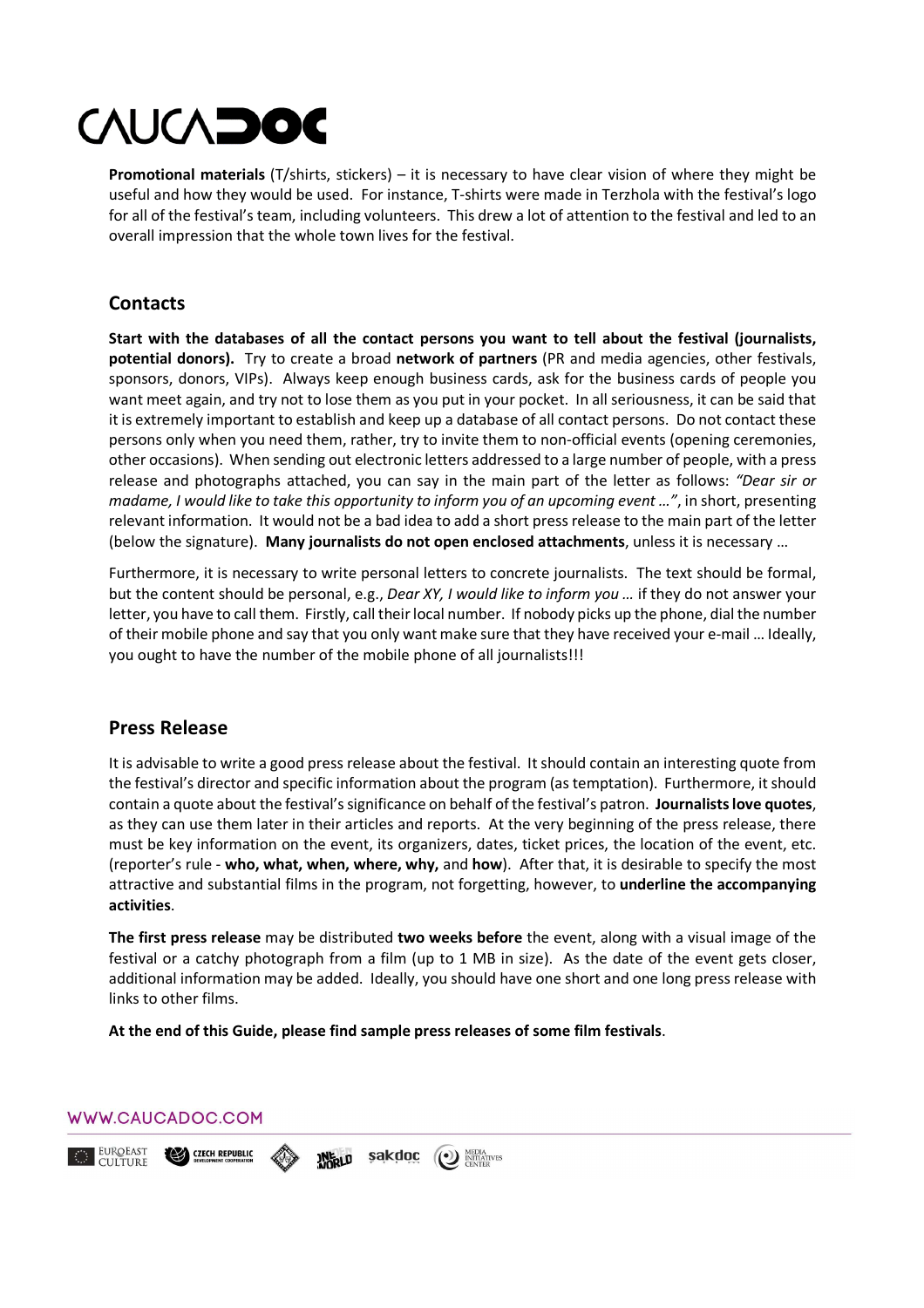**Promotional materials** (T/shirts, stickers) – it is necessary to have clear vision of where they might be useful and how they would be used. For instance, T-shirts were made in Terzhola with the festival's logo for all of the festival's team, including volunteers. This drew a lot of attention to the festival and led to an overall impression that the whole town lives for the festival.

## Contacts

**Start with the databases of all the contact persons you want to tell about the festival (journalists, potential donors).** Try to create a broad **network of partners** (PR and media agencies, other festivals, sponsors, donors, VIPs). Always keep enough business cards, ask for the business cards of people you want meet again, and try not to lose them as you put in your pocket. In all seriousness, it can be said that it is extremely important to establish and keep up a database of all contact persons. Do not contact these persons only when you need them, rather, try to invite them to non-official events (opening ceremonies, other occasions). When sending out electronic letters addressed to a large number of people, with a press release and photographs attached, you can say in the main part of the letter as follows: *"Dear sir or madame, I would like to take this opportunity to inform you of an upcoming event …"*, in short, presenting relevant information. It would not be a bad idea to add a short press release to the main part of the letter (below the signature). **Many journalists do not open enclosed attachments**, unless it is necessary …

Furthermore, it is necessary to write personal letters to concrete journalists. The text should be formal, but the content should be personal, e.g., *Dear XY, I would like to inform you …* if they do not answer your letter, you have to call them. Firstly, call their local number. If nobody picks up the phone, dial the number of their mobile phone and say that you only want make sure that they have received your e-mail … Ideally, you ought to have the number of the mobile phone of all journalists!!!

## Press Release

It is advisable to write a good press release about the festival. It should contain an interesting quote from the festival's director and specific information about the program (as temptation). Furthermore, it should contain a quote about the festival's significance on behalf of the festival's patron. **Journalists love quotes**, as they can use them later in their articles and reports. At the very beginning of the press release, there must be key information on the event, its organizers, dates, ticket prices, the location of the event, etc. (reporter's rule - **who, what, when, where, why,** and **how**). After that, it is desirable to specify the most attractive and substantial films in the program, not forgetting, however, to **underline the accompanying activities**.

**The first press release** may be distributed **two weeks before** the event, along with a visual image of the festival or a catchy photograph from a film (up to 1 MB in size). As the date of the event gets closer, additional information may be added. Ideally, you should have one short and one long press release with links to other films.

**At the end of this Guide, please find sample press releases of some film festivals**.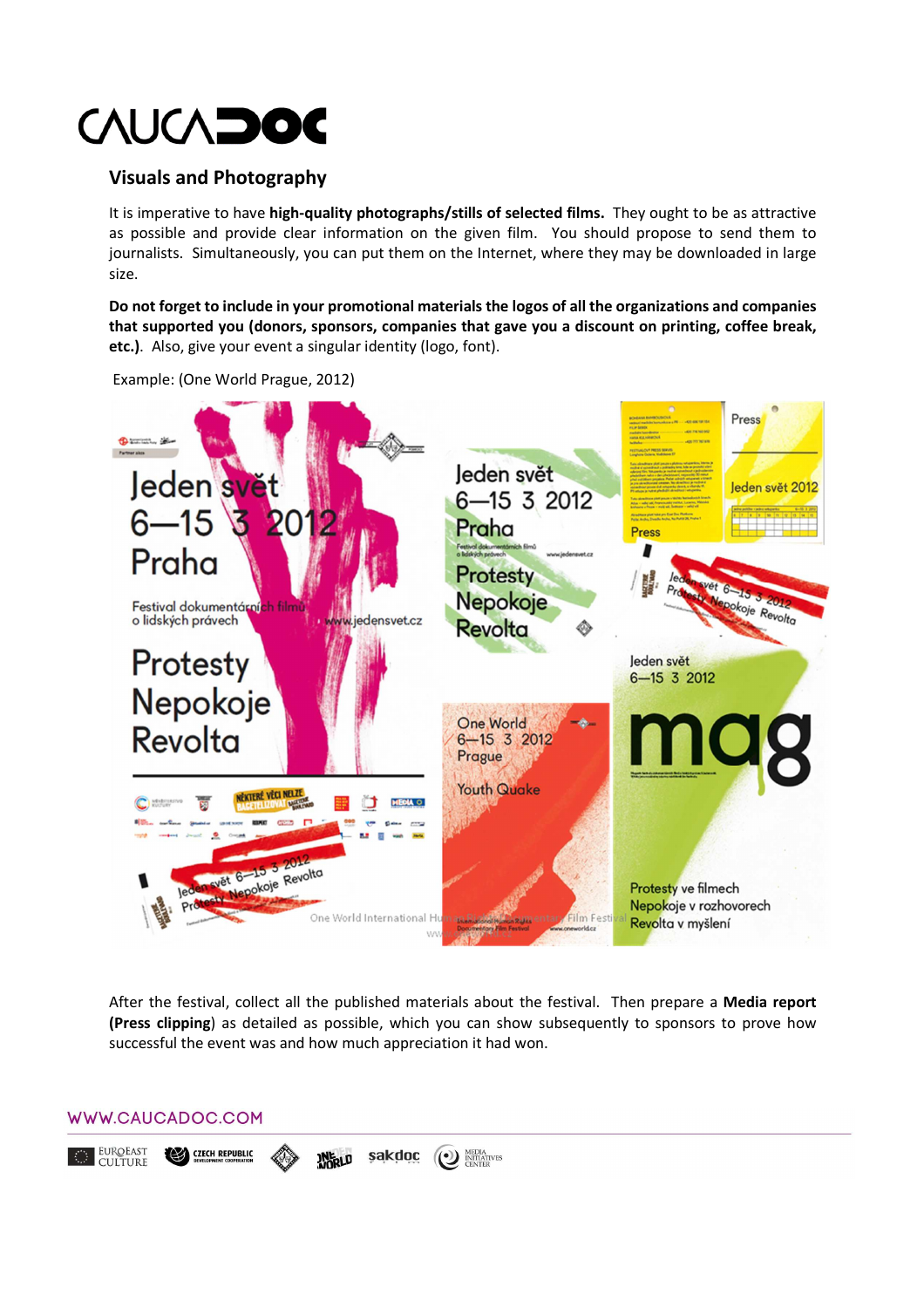## Visuals and Photography

It is imperative to have **high-quality photographs/stills of selected films.** They ought to be as attractive as possible and provide clear information on the given film. You should propose to send them to journalists. Simultaneously, you can put them on the Internet, where they may be downloaded in large size.

**Do not forget to include in your promotional materials the logos of all the organizations and companies that supported you (donors, sponsors, companies that gave you a discount on printing, coffee break, etc.)**. Also, give your event a singular identity (logo, font).

Example: (One World Prague, 2012)

After the festival, collect all the published materials about the festival. Then prepare a **Media report (Press clipping)** as detailed as possible, which you can show subsequently to sponsors to prove how successful the event was and how much appreciation it had won.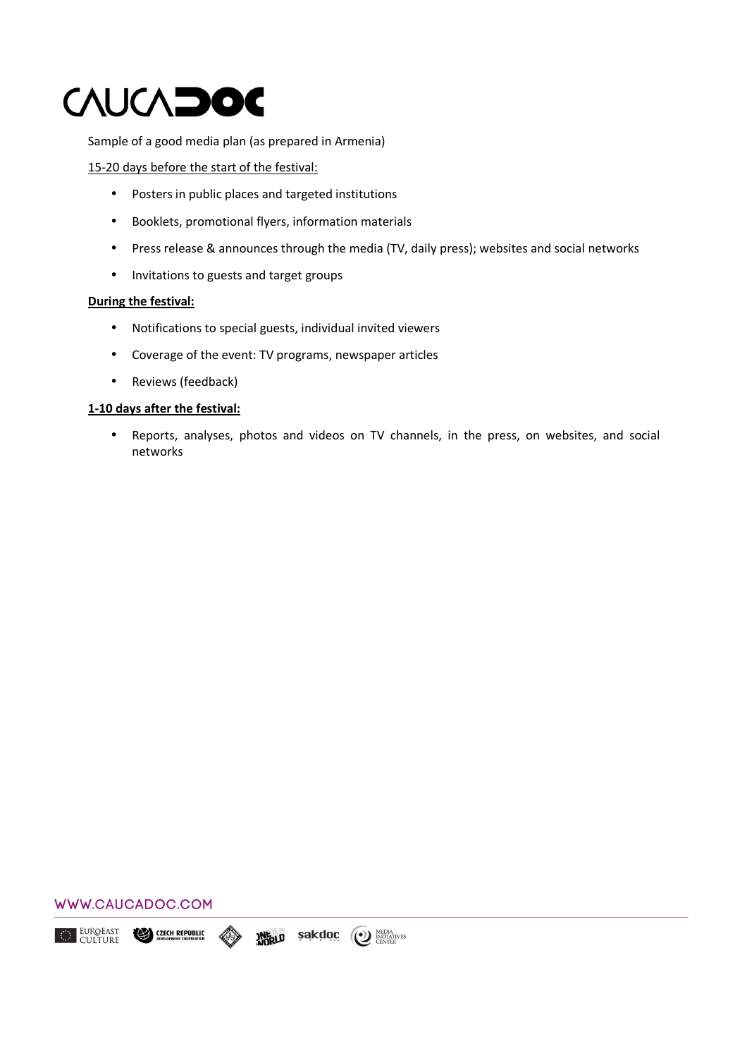Sample of a good media plan (as prepared in Armenia)

15-20 days before the start of the festival:

- Posters in public places and targeted institutions
- Booklets, promotional flyers, information materials
- Press release & announces through the media (TV, daily press); websites and social networks
- Invitations to guests and target groups

**During the festival:**

- Notifications to special guests, individual invited viewers
- Coverage of the event: TV programs, newspaper articles
- Reviews (feedback)

**1-10 days after the festival:**

- Reports, analyses, photos and videos on TV channels, in the press, on websites, and social networks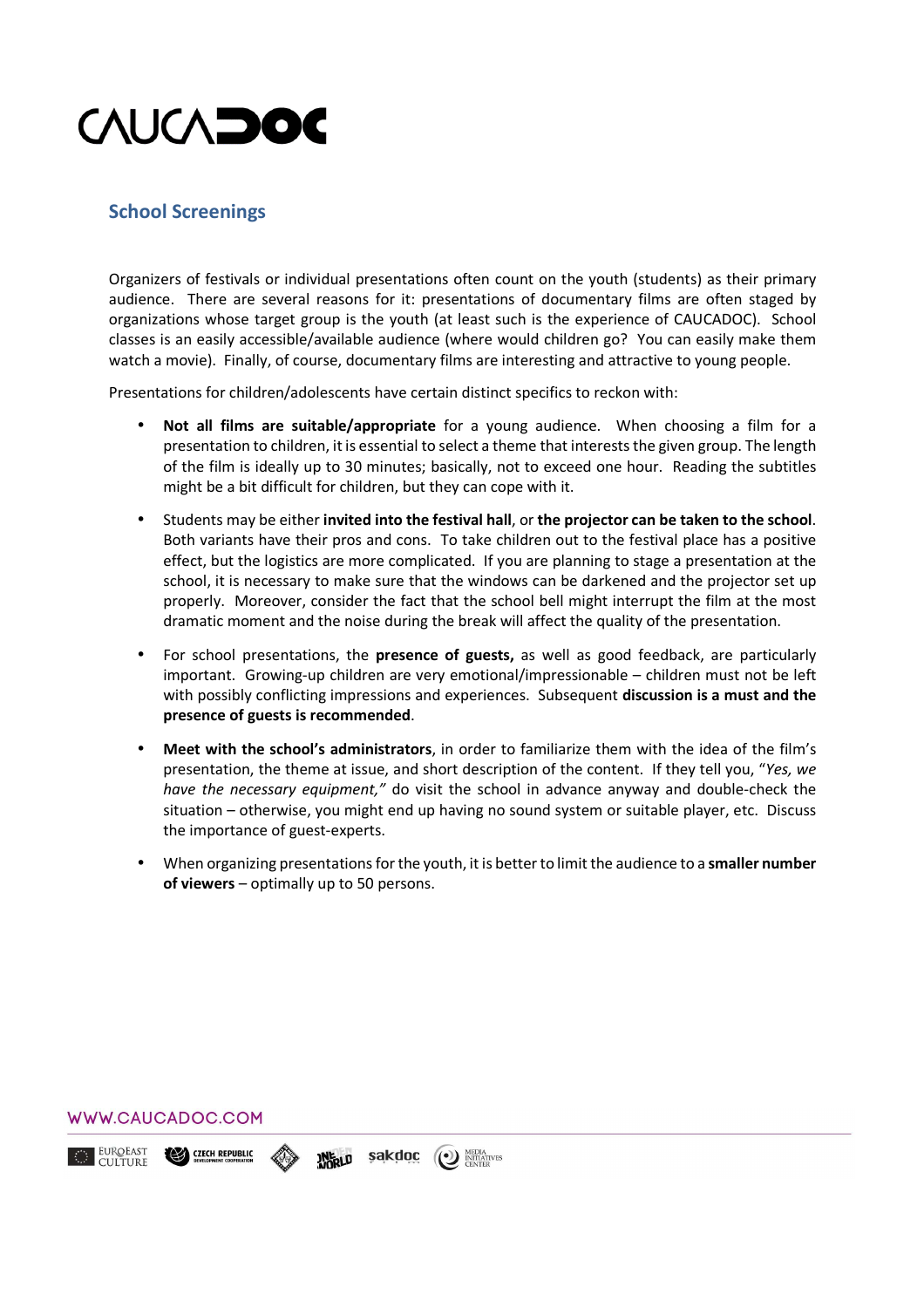## School Screenings

Organizers of festivals or individual presentations often count on the youth (students) as their primary audience. There are several reasons for it: presentations of documentary films are often staged by organizations whose target group is the youth (at least such is the experience of CAUCADOC). School classes is an easily accessible/available audience (where would children go? You can easily make them watch a movie). Finally, of course, documentary films are interesting and attractive to young people.

Presentations for children/adolescents have certain distinct specifics to reckon with:

- **Not all films are suitable/appropriate** for a young audience. When choosing a film for a presentation to children, it is essential to select a theme that interests the given group. The length of the film is ideally up to 30 minutes; basically, not to exceed one hour. Reading the subtitles might be a bit difficult for children, but they can cope with it.
- Students may be either **invited into the festival hall**, or **the projector can be taken to the school**. Both variants have their pros and cons. To take children out to the festival place has a positive effect, but the logistics are more complicated. If you are planning to stage a presentation at the school, it is necessary to make sure that the windows can be darkened and the projector set up properly. Moreover, consider the fact that the school bell might interrupt the film at the most dramatic moment and the noise during the break will affect the quality of the presentation.
- For school presentations, the **presence of guests,** as well as good feedback, are particularly important. Growing-up children are very emotional/impressionable – children must not be left with possibly conflicting impressions and experiences. Subsequent **discussion is a must and the presence of guests is recommended**.
- **Meet with the school's administrators**, in order to familiarize them with the idea of the film's presentation, the theme at issue, and short description of the content. If they tell you, *"Yes, we have the necessary equipment,"* do visit the school in advance anyway and double-check the situation – otherwise, you might end up having no sound system or suitable player, etc. Discuss the importance of guest-experts.
- When organizing presentations for the youth, it is better to limit the audience to a **smaller number of viewers** – optimally up to 50 persons.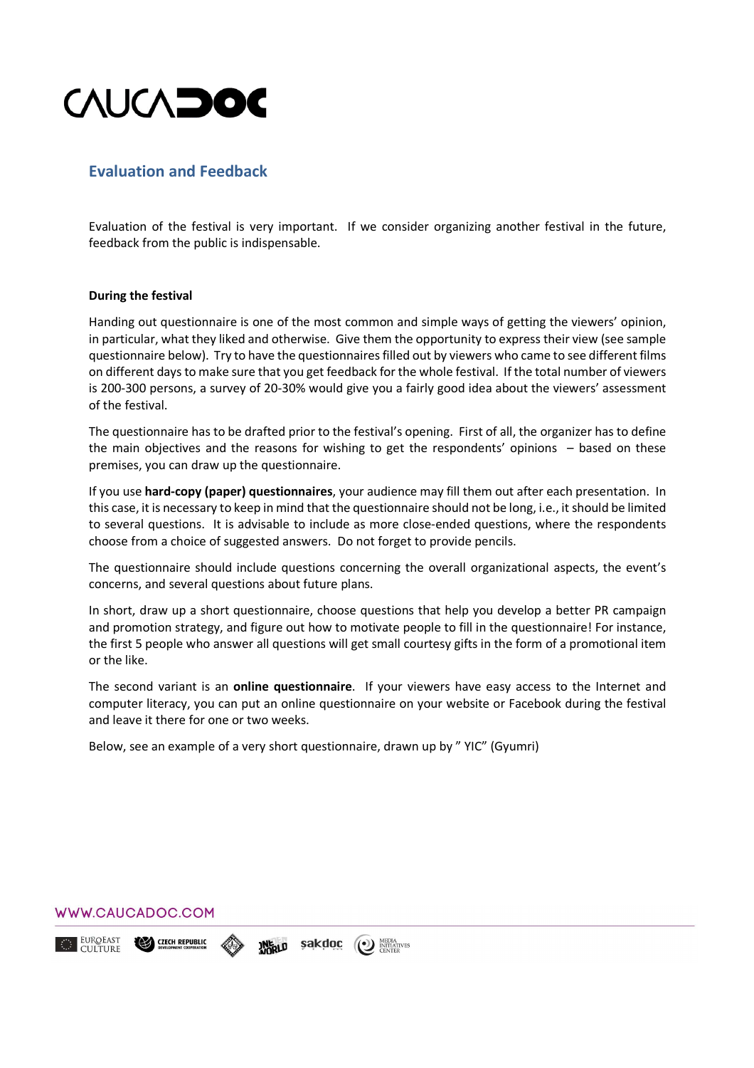## Evaluation and Feedback

Evaluation of the festival is very important. If we consider organizing another festival in the future, feedback from the public is indispensable.

**During the festival**

Handing out questionnaire is one of the most common and simple ways of getting the viewers' opinion, in particular, what they liked and otherwise. Give them the opportunity to express their view (see sample questionnaire below). Try to have the questionnaires filled out by viewers who came to see different films on different days to make sure that you get feedback for the whole festival. If the total number of viewers is 200-300 persons, a survey of 20-30% would give you a fairly good idea about the viewers' assessment of the festival.

The questionnaire has to be drafted prior to the festival's opening. First of all, the organizer has to define the main objectives and the reasons for wishing to get the respondents' opinions – based on these premises, you can draw up the questionnaire.

If you use **hard-copy (paper) questionnaires**, your audience may fill them out after each presentation. In this case, it is necessary to keep in mind that the questionnaire should not be long, i.e., it should be limited to several questions. It is advisable to include as more close-ended questions, where the respondents choose from a choice of suggested answers. Do not forget to provide pencils.

The questionnaire should include questions concerning the overall organizational aspects, the event's concerns, and several questions about future plans.

In short, draw up a short questionnaire, choose questions that help you develop a better PR campaign and promotion strategy, and figure out how to motivate people to fill in the questionnaire! For instance, the first 5 people who answer all questions will get small courtesy gifts in the form of a promotional item or the like.

The second variant is an **online questionnaire**. If your viewers have easy access to the Internet and computer literacy, you can put an online questionnaire on your website or Facebook during the festival and leave it there for one or two weeks.

Below, see an example of a very short questionnaire, drawn up by " YIC" (Gyumri)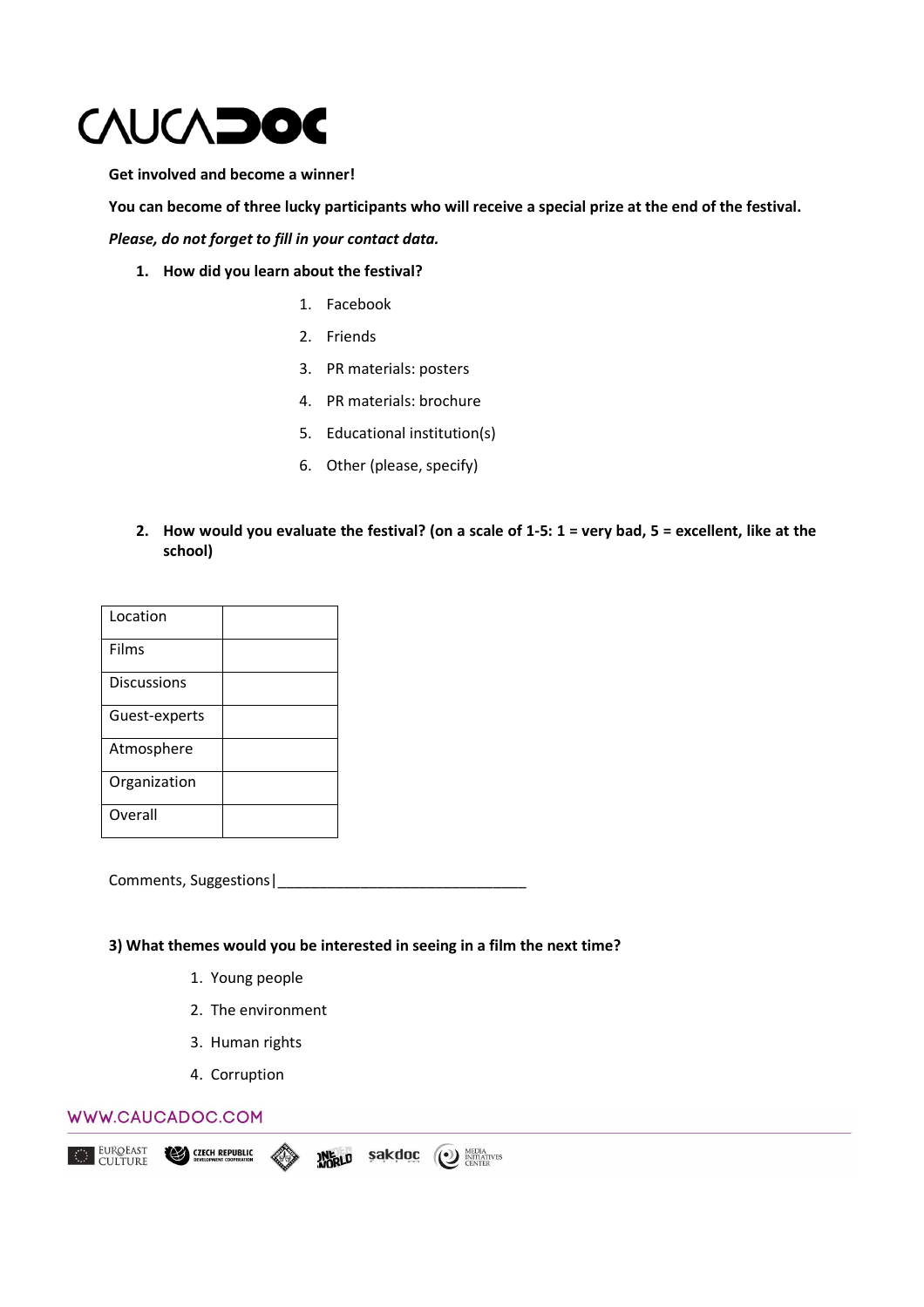# CAUCADOC

**Get involved and become a winner!**

**You can become of three lucky participants who will receive a special prize at the end of the festival.**

***Please, do not forget to fill in your contact data.***

1. **How did you learn about the festival?**
   1. Facebook
   2. Friends
   3. PR materials: posters
   4. PR materials: brochure
   5. Educational institution(s)
   6. Other (please, specify)

2. **How would you evaluate the festival? (on a scale of 1-5: 1 = very bad, 5 = excellent, like at the school)**

| | |
|---|---|
| Location | |
| Films | |
| Discussions | |
| Guest-experts | |
| Atmosphere | |
| Organization | |
| Overall | |

Comments, Suggestions|_______________________________

**3) What themes would you be interested in seeing in a film the next time?**

1. Young people
2. The environment
3. Human rights
4. Corruption

WWW.CAUCADOC.COM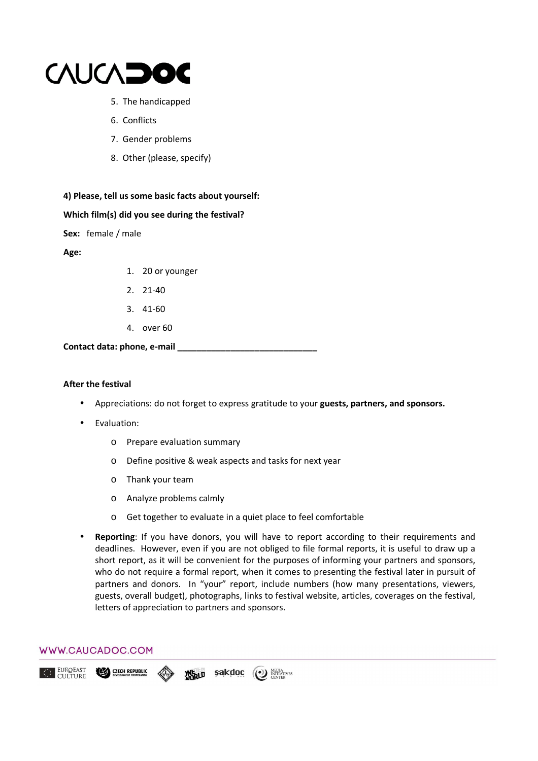5. The handicapped
6. Conflicts
7. Gender problems
8. Other (please, specify)

**4) Please, tell us some basic facts about yourself:**

**Which film(s) did you see during the festival?**

**Sex:** female / male

**Age:**

1. 20 or younger
2. 21-40
3. 41-60
4. over 60

**Contact data: phone, e-mail ______________________________**

**After the festival**

- Appreciations: do not forget to express gratitude to your **guests, partners, and sponsors.**
- Evaluation:
  - Prepare evaluation summary
  - Define positive & weak aspects and tasks for next year
  - Thank your team
  - Analyze problems calmly
  - Get together to evaluate in a quiet place to feel comfortable
- **Reporting**: If you have donors, you will have to report according to their requirements and deadlines. However, even if you are not obliged to file formal reports, it is useful to draw up a short report, as it will be convenient for the purposes of informing your partners and sponsors, who do not require a formal report, when it comes to presenting the festival later in pursuit of partners and donors. In "your" report, include numbers (how many presentations, viewers, guests, overall budget), photographs, links to festival website, articles, coverages on the festival, letters of appreciation to partners and sponsors.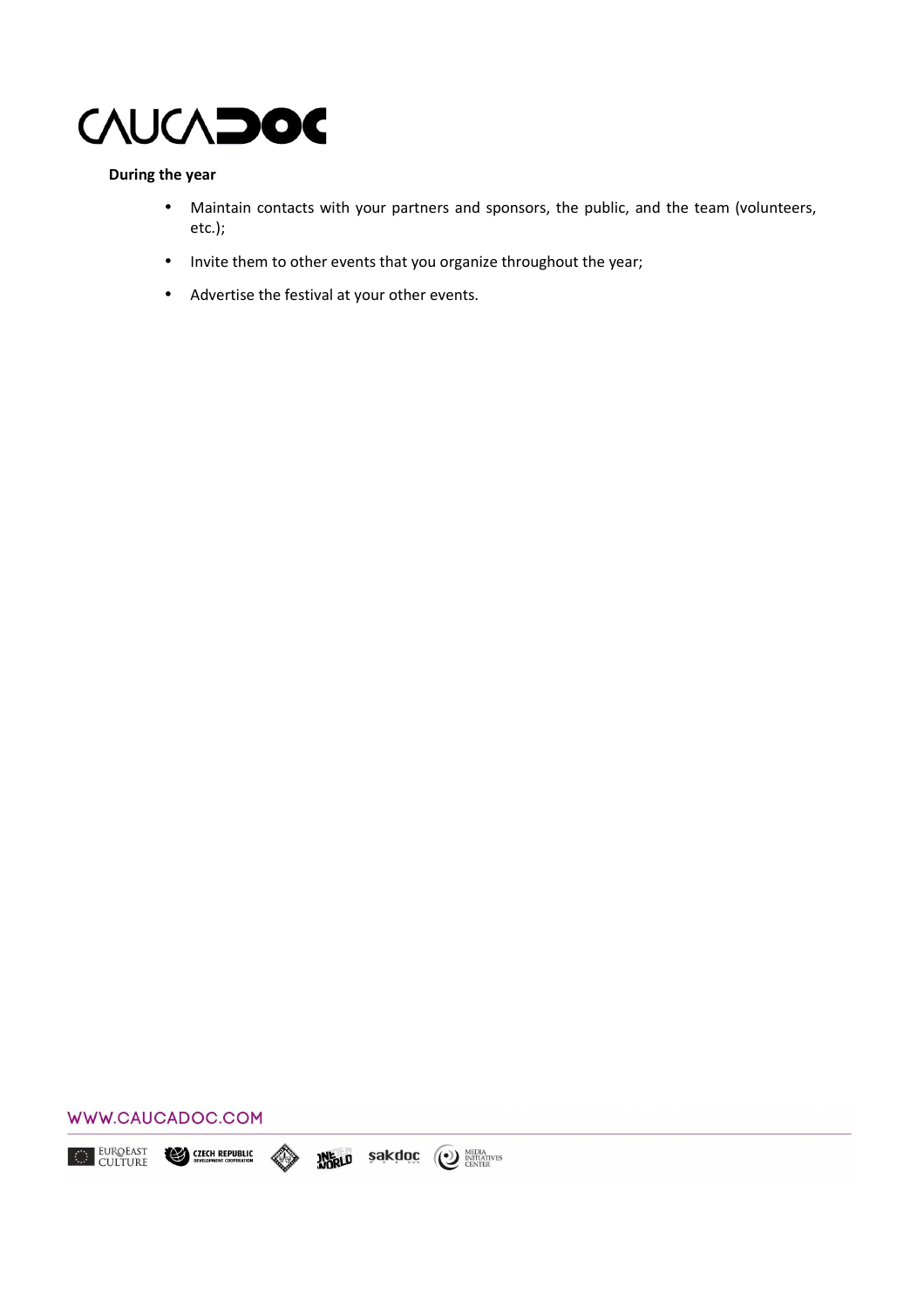**During the year**

- Maintain contacts with your partners and sponsors, the public, and the team (volunteers, etc.);
- Invite them to other events that you organize throughout the year;
- Advertise the festival at your other events.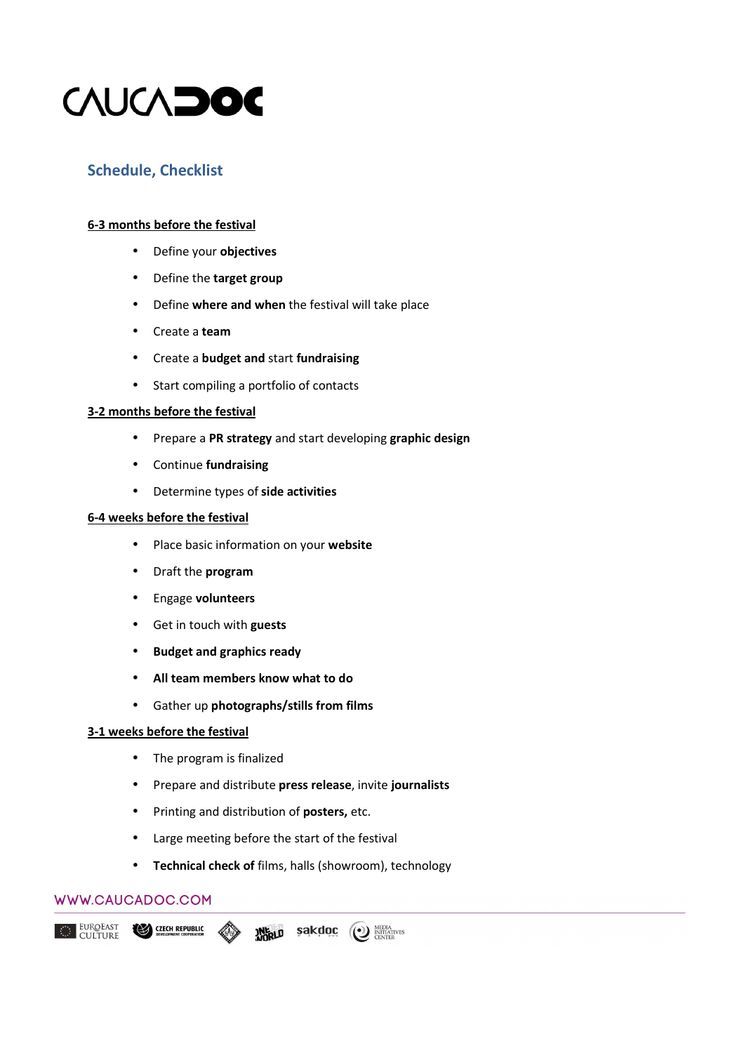## Schedule, Checklist

**6-3 months before the festival**

- Define your **objectives**
- Define the **target group**
- Define **where and when** the festival will take place
- Create a **team**
- Create a **budget and** start **fundraising**
- Start compiling a portfolio of contacts

**3-2 months before the festival**

- Prepare a **PR strategy** and start developing **graphic design**
- Continue **fundraising**
- Determine types of **side activities**

**6-4 weeks before the festival**

- Place basic information on your **website**
- Draft the **program**
- Engage **volunteers**
- Get in touch with **guests**
- **Budget and graphics ready**
- **All team members know what to do**
- Gather up **photographs/stills from films**

**3-1 weeks before the festival**

- The program is finalized
- Prepare and distribute **press release**, invite **journalists**
- Printing and distribution of **posters,** etc.
- Large meeting before the start of the festival
- **Technical check of** films, halls (showroom), technology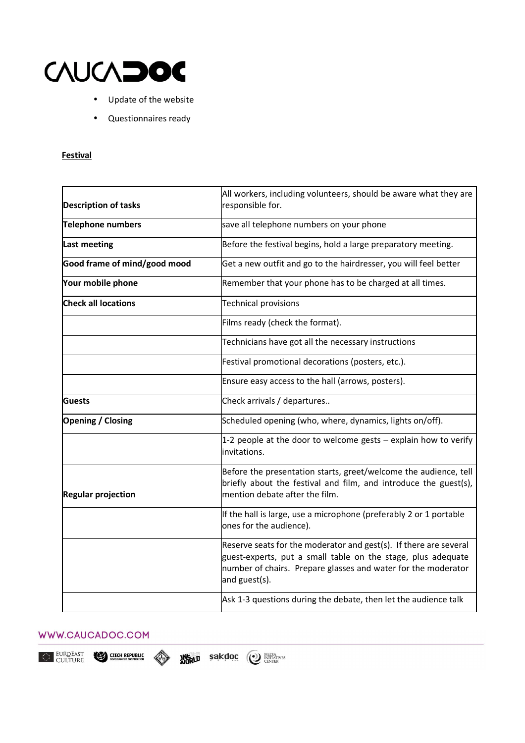- Update of the website
- Questionnaires ready

**Festival**

| | |
|---|---|
| **Description of tasks** | All workers, including volunteers, should be aware what they are responsible for. |
| **Telephone numbers** | save all telephone numbers on your phone |
| **Last meeting** | Before the festival begins, hold a large preparatory meeting. |
| **Good frame of mind/good mood** | Get a new outfit and go to the hairdresser, you will feel better |
| **Your mobile phone** | Remember that your phone has to be charged at all times. |
| **Check all locations** | Technical provisions |
| | Films ready (check the format). |
| | Technicians have got all the necessary instructions |
| | Festival promotional decorations (posters, etc.). |
| | Ensure easy access to the hall (arrows, posters). |
| **Guests** | Check arrivals / departures.. |
| **Opening / Closing** | Scheduled opening (who, where, dynamics, lights on/off). |
| | 1-2 people at the door to welcome gests – explain how to verify invitations. |
| **Regular projection** | Before the presentation starts, greet/welcome the audience, tell briefly about the festival and film, and introduce the guest(s), mention debate after the film. |
| | If the hall is large, use a microphone (preferably 2 or 1 portable ones for the audience). |
| | Reserve seats for the moderator and gest(s). If there are several guest-experts, put a small table on the stage, plus adequate number of chairs. Prepare glasses and water for the moderator and guest(s). |
| | Ask 1-3 questions during the debate, then let the audience talk |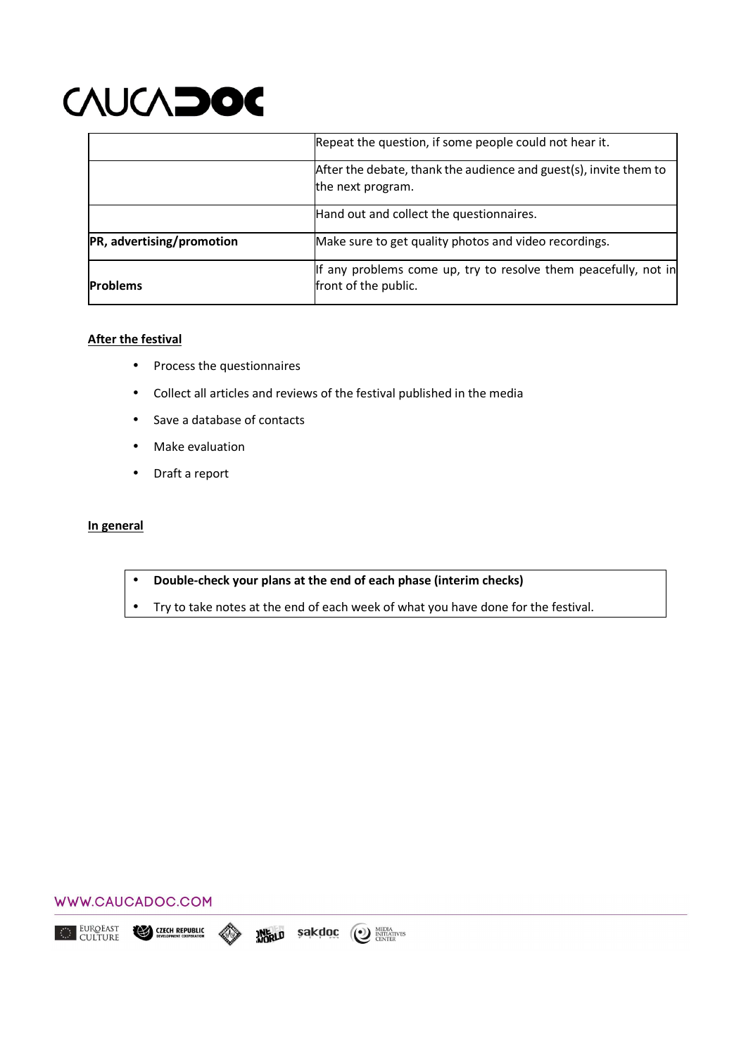| | |
|---|---|
| | Repeat the question, if some people could not hear it. |
| | After the debate, thank the audience and guest(s), invite them to the next program. |
| | Hand out and collect the questionnaires. |
| **PR, advertising/promotion** | Make sure to get quality photos and video recordings. |
| **Problems** | If any problems come up, try to resolve them peacefully, not in front of the public. |

**After the festival**

- Process the questionnaires
- Collect all articles and reviews of the festival published in the media
- Save a database of contacts
- Make evaluation
- Draft a report

**In general**

- **Double-check your plans at the end of each phase (interim checks)**
- Try to take notes at the end of each week of what you have done for the festival.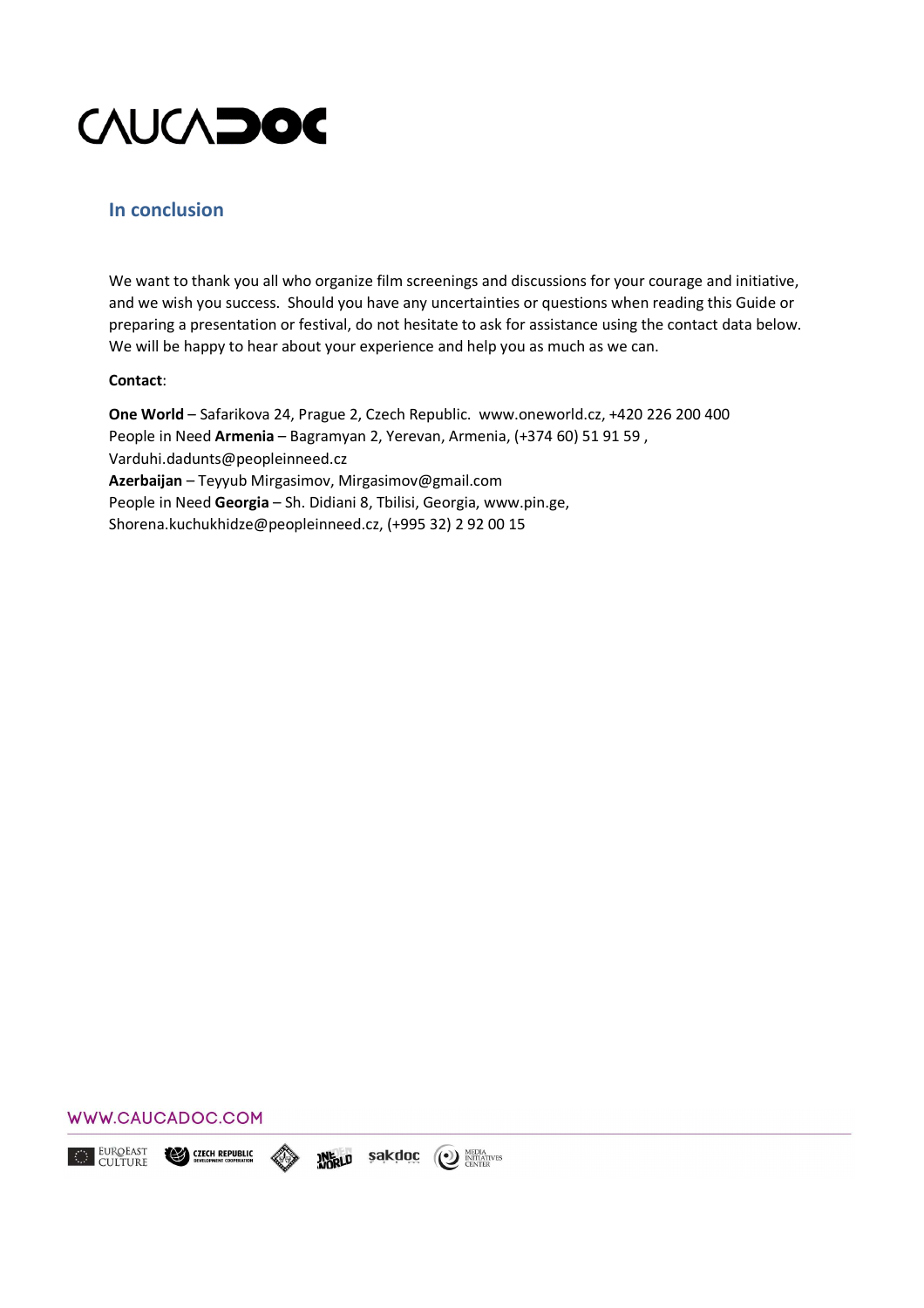## In conclusion

We want to thank you all who organize film screenings and discussions for your courage and initiative, and we wish you success. Should you have any uncertainties or questions when reading this Guide or preparing a presentation or festival, do not hesitate to ask for assistance using the contact data below. We will be happy to hear about your experience and help you as much as we can.

**Contact**:

**One World** – Safarikova 24, Prague 2, Czech Republic. www.oneworld.cz, +420 226 200 400
People in Need **Armenia** – Bagramyan 2, Yerevan, Armenia, (+374 60) 51 91 59 ,
Varduhi.dadunts@peopleinneed.cz
**Azerbaijan** – Teyyub Mirgasimov, Mirgasimov@gmail.com
People in Need **Georgia** – Sh. Didiani 8, Tbilisi, Georgia, www.pin.ge,
Shorena.kuchukhidze@peopleinneed.cz, (+995 32) 2 92 00 15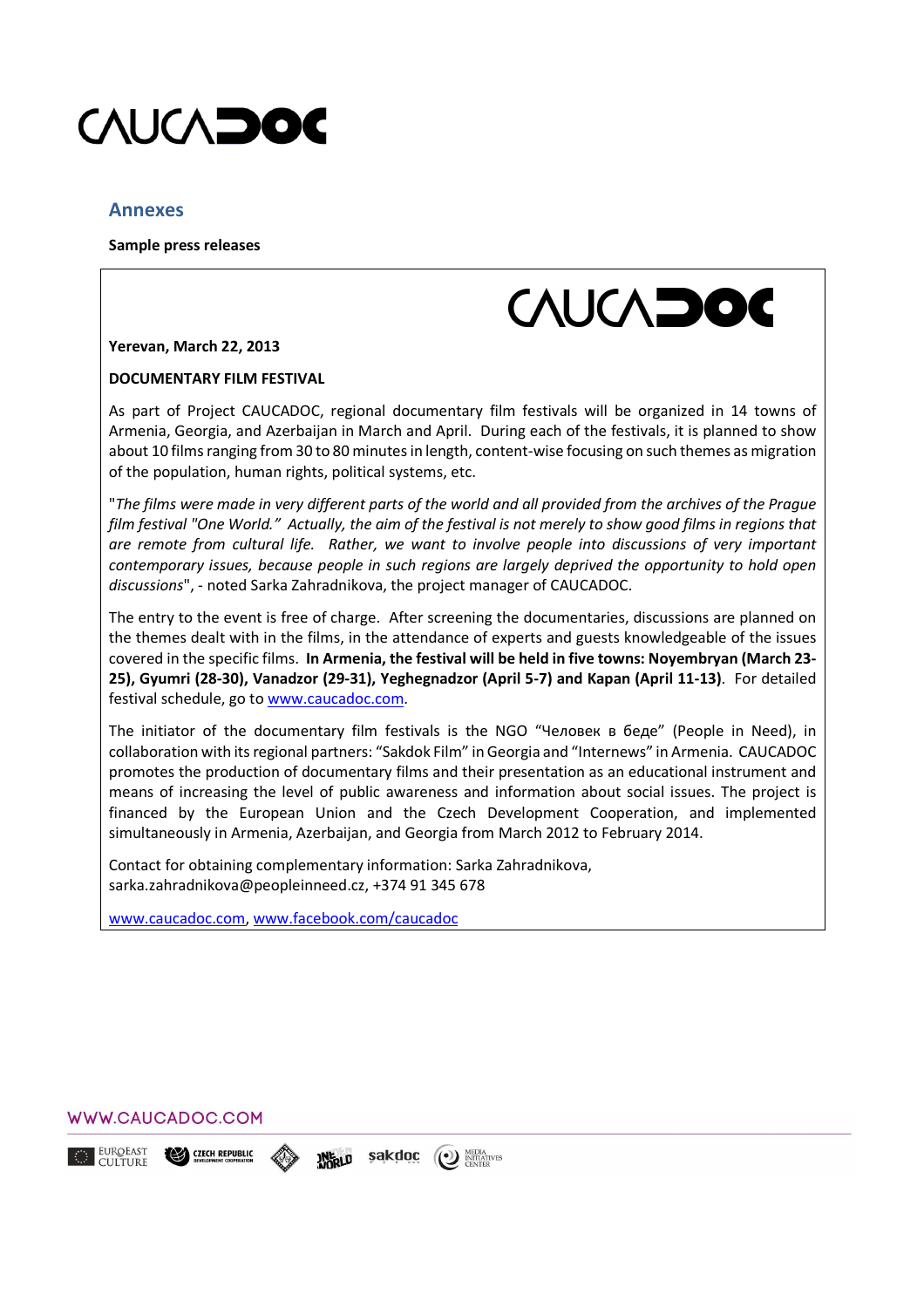## Annexes

**Sample press releases**

**Yerevan, March 22, 2013**

**DOCUMENTARY FILM FESTIVAL**

As part of Project CAUCADOC, regional documentary film festivals will be organized in 14 towns of Armenia, Georgia, and Azerbaijan in March and April. During each of the festivals, it is planned to show about 10 films ranging from 30 to 80 minutes in length, content-wise focusing on such themes as migration of the population, human rights, political systems, etc.

"*The films were made in very different parts of the world and all provided from the archives of the Prague film festival "One World." Actually, the aim of the festival is not merely to show good films in regions that are remote from cultural life. Rather, we want to involve people into discussions of very important contemporary issues, because people in such regions are largely deprived the opportunity to hold open discussions*", - noted Sarka Zahradnikova, the project manager of CAUCADOC.

The entry to the event is free of charge. After screening the documentaries, discussions are planned on the themes dealt with in the films, in the attendance of experts and guests knowledgeable of the issues covered in the specific films. **In Armenia, the festival will be held in five towns: Noyembryan (March 23-25), Gyumri (28-30), Vanadzor (29-31), Yeghegnadzor (April 5-7) and Kapan (April 11-13)**. For detailed festival schedule, go to www.caucadoc.com.

The initiator of the documentary film festivals is the NGO "Человек в беде" (People in Need), in collaboration with its regional partners: "Sakdok Film" in Georgia and "Internews" in Armenia. CAUCADOC promotes the production of documentary films and their presentation as an educational instrument and means of increasing the level of public awareness and information about social issues. The project is financed by the European Union and the Czech Development Cooperation, and implemented simultaneously in Armenia, Azerbaijan, and Georgia from March 2012 to February 2014.

Contact for obtaining complementary information: Sarka Zahradnikova, sarka.zahradnikova@peopleinneed.cz, +374 91 345 678

www.caucadoc.com, www.facebook.com/caucadoc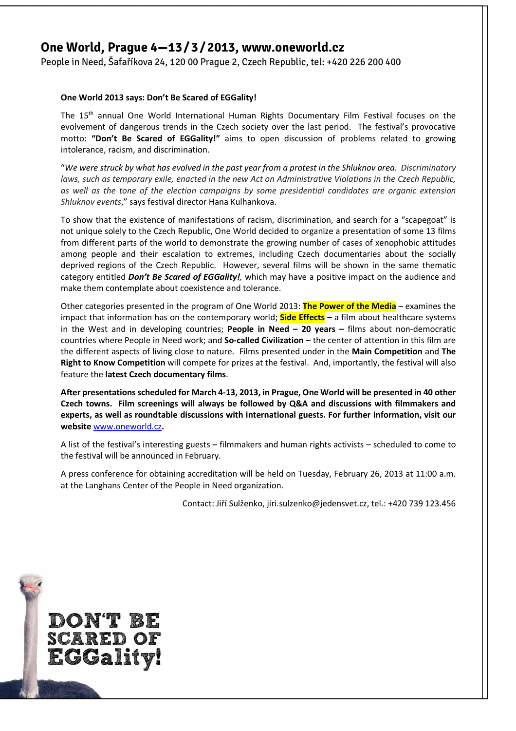# One World, Prague 4—13/3/2013, www.oneworld.cz

People in Need, Šafaříkova 24, 120 00 Prague 2, Czech Republic, tel: +420 226 200 400

**One World 2013 says: Don't Be Scared of EGGality!**

The 15th annual One World International Human Rights Documentary Film Festival focuses on the evolvement of dangerous trends in the Czech society over the last period. The festival's provocative motto: **"Don't Be Scared of EGGality!"** aims to open discussion of problems related to growing intolerance, racism, and discrimination.

"*We were struck by what has evolved in the past year from a protest in the Shluknov area. Discriminatory laws, such as temporary exile, enacted in the new Act on Administrative Violations in the Czech Republic, as well as the tone of the election campaigns by some presidential candidates are organic extension Shluknov events*," says festival director Hana Kulhankova.

To show that the existence of manifestations of racism, discrimination, and search for a "scapegoat" is not unique solely to the Czech Republic, One World decided to organize a presentation of some 13 films from different parts of the world to demonstrate the growing number of cases of xenophobic attitudes among people and their escalation to extremes, including Czech documentaries about the socially deprived regions of the Czech Republic. However, several films will be shown in the same thematic category entitled ***Don't Be Scared of EGGality!,*** which may have a positive impact on the audience and make them contemplate about coexistence and tolerance.

Other categories presented in the program of One World 2013: **The Power of the Media** – examines the impact that information has on the contemporary world; **Side Effects** – a film about healthcare systems in the West and in developing countries; **People in Need – 20 years –** films about non-democratic countries where People in Need work; and **So-called Civilization** – the center of attention in this film are the different aspects of living close to nature. Films presented under in the **Main Competition** and **The Right to Know Competition** will compete for prizes at the festival. And, importantly, the festival will also feature the **latest Czech documentary films**.

**After presentations scheduled for March 4-13, 2013, in Prague, One World will be presented in 40 other Czech towns. Film screenings will always be followed by Q&A and discussions with filmmakers and experts, as well as roundtable discussions with international guests. For further information, visit our website www.oneworld.cz.**

A list of the festival's interesting guests – filmmakers and human rights activists – scheduled to come to the festival will be announced in February.

A press conference for obtaining accreditation will be held on Tuesday, February 26, 2013 at 11:00 a.m. at the Langhans Center of the People in Need organization.

Contact: Jiří Sulženko, jiri.sulzenko@jedensvet.cz, tel.: +420 739 123.456

DON'T BE SCARED OF EGGality!